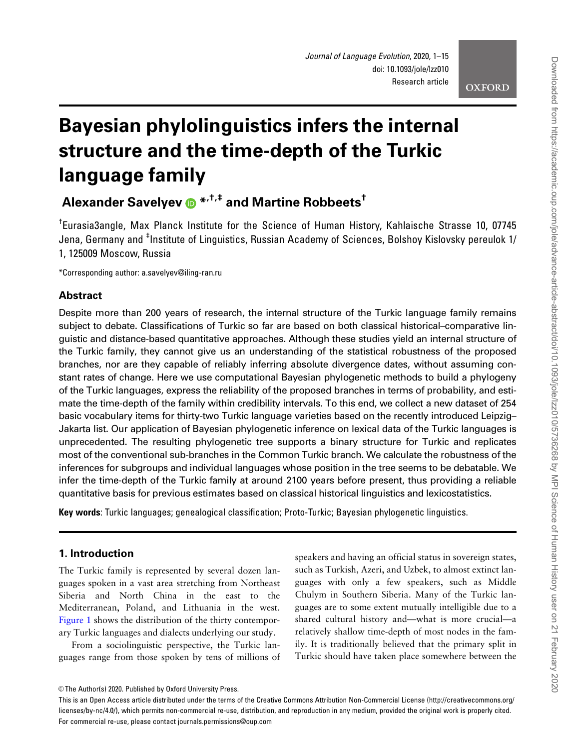# Bayesian phylolinguistics infers the internal structure and the time-depth of the Turkic language family

**Alexander Savelyev \*,†,‡ and Martine Robbeets†**

†Eurasia3angle, Max Planck Institute for the Science of Human History, Kahlaische Strasse 10, 07745 Jena, Germany and ‡Institute of Linguistics, Russian Academy of Sciences, Bolshoy Kislovsky pereulok 1/1, 125009 Moscow, Russia

\*Corresponding author: a.savelyev@iling-ran.ru

## Abstract

Despite more than 200 years of research, the internal structure of the Turkic language family remains subject to debate. Classifications of Turkic so far are based on both classical historical–comparative linguistic and distance-based quantitative approaches. Although these studies yield an internal structure of the Turkic family, they cannot give us an understanding of the statistical robustness of the proposed branches, nor are they capable of reliably inferring absolute divergence dates, without assuming constant rates of change. Here we use computational Bayesian phylogenetic methods to build a phylogeny of the Turkic languages, express the reliability of the proposed branches in terms of probability, and estimate the time-depth of the family within credibility intervals. To this end, we collect a new dataset of 254 basic vocabulary items for thirty-two Turkic language varieties based on the recently introduced Leipzig–Jakarta list. Our application of Bayesian phylogenetic inference on lexical data of the Turkic languages is unprecedented. The resulting phylogenetic tree supports a binary structure for Turkic and replicates most of the conventional sub-branches in the Common Turkic branch. We calculate the robustness of the inferences for subgroups and individual languages whose position in the tree seems to be debatable. We infer the time-depth of the Turkic family at around 2100 years before present, thus providing a reliable quantitative basis for previous estimates based on classical historical linguistics and lexicostatistics.

**Key words**: Turkic languages; genealogical classification; Proto-Turkic; Bayesian phylogenetic linguistics.

## 1. Introduction

The Turkic family is represented by several dozen languages spoken in a vast area stretching from Northeast Siberia and North China in the east to the Mediterranean, Poland, and Lithuania in the west. Figure 1 shows the distribution of the thirty contemporary Turkic languages and dialects underlying our study.

From a sociolinguistic perspective, the Turkic languages range from those spoken by tens of millions of speakers and having an official status in sovereign states, such as Turkish, Azeri, and Uzbek, to almost extinct languages with only a few speakers, such as Middle Chulym in Southern Siberia. Many of the Turkic languages are to some extent mutually intelligible due to a shared cultural history and—what is more crucial—a relatively shallow time-depth of most nodes in the family. It is traditionally believed that the primary split in Turkic should have taken place somewhere between the

© The Author(s) 2020. Published by Oxford University Press.

This is an Open Access article distributed under the terms of the Creative Commons Attribution Non-Commercial License (http://creativecommons.org/licenses/by-nc/4.0/), which permits non-commercial re-use, distribution, and reproduction in any medium, provided the original work is properly cited. For commercial re-use, please contact journals.permissions@oup.com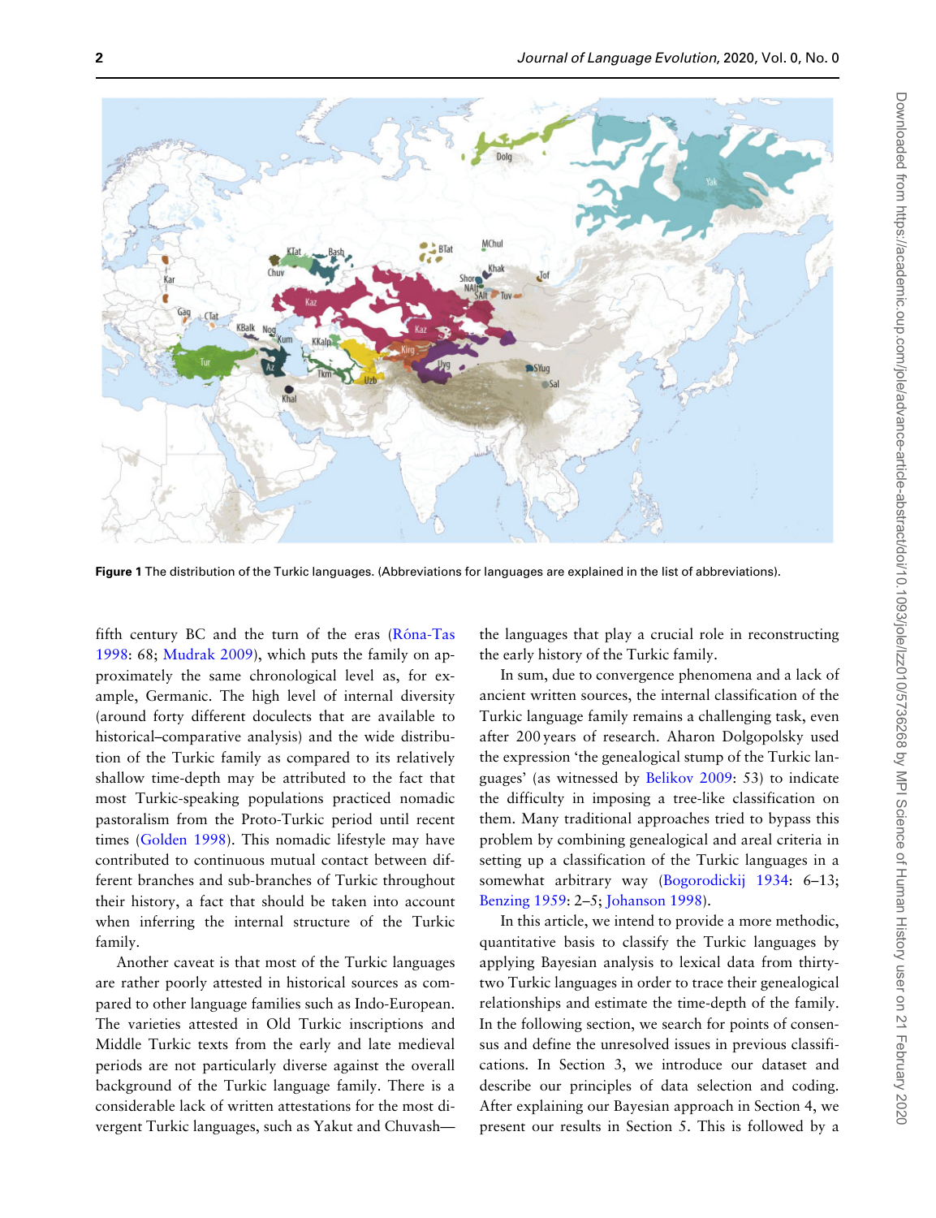Figure 1 The distribution of the Turkic languages. (Abbreviations for languages are explained in the list of abbreviations).

fifth century BC and the turn of the eras (Róna-Tas 1998: 68; Mudrak 2009), which puts the family on approximately the same chronological level as, for example, Germanic. The high level of internal diversity (around forty different doculects that are available to historical–comparative analysis) and the wide distribution of the Turkic family as compared to its relatively shallow time-depth may be attributed to the fact that most Turkic-speaking populations practiced nomadic pastoralism from the Proto-Turkic period until recent times (Golden 1998). This nomadic lifestyle may have contributed to continuous mutual contact between different branches and sub-branches of Turkic throughout their history, a fact that should be taken into account when inferring the internal structure of the Turkic family.

Another caveat is that most of the Turkic languages are rather poorly attested in historical sources as compared to other language families such as Indo-European. The varieties attested in Old Turkic inscriptions and Middle Turkic texts from the early and late medieval periods are not particularly diverse against the overall background of the Turkic language family. There is a considerable lack of written attestations for the most divergent Turkic languages, such as Yakut and Chuvash—the languages that play a crucial role in reconstructing the early history of the Turkic family.

In sum, due to convergence phenomena and a lack of ancient written sources, the internal classification of the Turkic language family remains a challenging task, even after 200 years of research. Aharon Dolgopolsky used the expression 'the genealogical stump of the Turkic languages' (as witnessed by Belikov 2009: 53) to indicate the difficulty in imposing a tree-like classification on them. Many traditional approaches tried to bypass this problem by combining genealogical and areal criteria in setting up a classification of the Turkic languages in a somewhat arbitrary way (Bogorodickij 1934: 6–13; Benzing 1959: 2–5; Johanson 1998).

In this article, we intend to provide a more methodic, quantitative basis to classify the Turkic languages by applying Bayesian analysis to lexical data from thirty-two Turkic languages in order to trace their genealogical relationships and estimate the time-depth of the family. In the following section, we search for points of consensus and define the unresolved issues in previous classifications. In Section 3, we introduce our dataset and describe our principles of data selection and coding. After explaining our Bayesian approach in Section 4, we present our results in Section 5. This is followed by a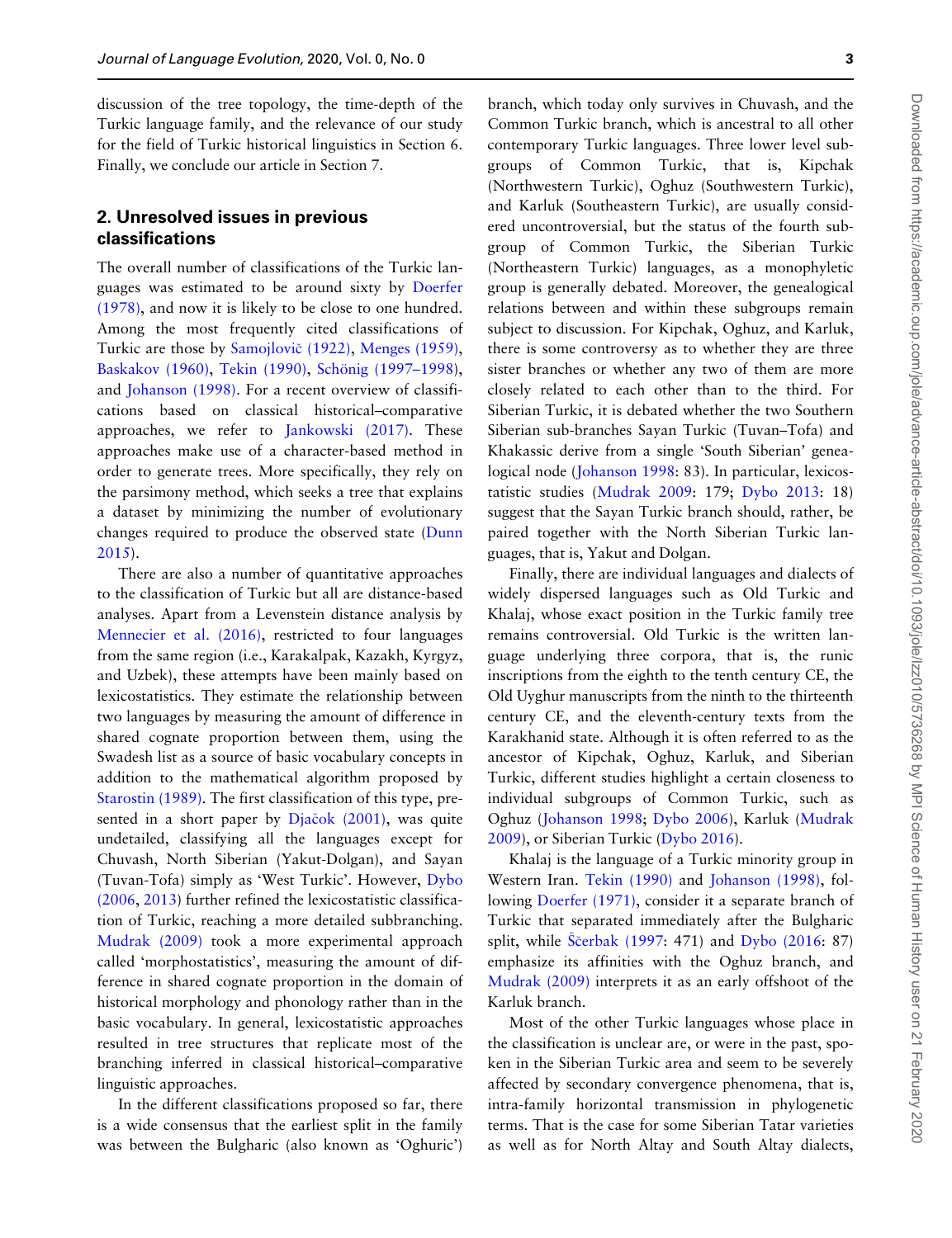discussion of the tree topology, the time-depth of the Turkic language family, and the relevance of our study for the field of Turkic historical linguistics in Section 6. Finally, we conclude our article in Section 7.

## 2. Unresolved issues in previous classifications

The overall number of classifications of the Turkic languages was estimated to be around sixty by Doerfer (1978), and now it is likely to be close to one hundred. Among the most frequently cited classifications of Turkic are those by Samojlovič (1922), Menges (1959), Baskakov (1960), Tekin (1990), Schönig (1997–1998), and Johanson (1998). For a recent overview of classifications based on classical historical–comparative approaches, we refer to Jankowski (2017). These approaches make use of a character-based method in order to generate trees. More specifically, they rely on the parsimony method, which seeks a tree that explains a dataset by minimizing the number of evolutionary changes required to produce the observed state (Dunn 2015).

There are also a number of quantitative approaches to the classification of Turkic but all are distance-based analyses. Apart from a Levenstein distance analysis by Mennecier et al. (2016), restricted to four languages from the same region (i.e., Karakalpak, Kazakh, Kyrgyz, and Uzbek), these attempts have been mainly based on lexicostatistics. They estimate the relationship between two languages by measuring the amount of difference in shared cognate proportion between them, using the Swadesh list as a source of basic vocabulary concepts in addition to the mathematical algorithm proposed by Starostin (1989). The first classification of this type, presented in a short paper by Djačok (2001), was quite undetailed, classifying all the languages except for Chuvash, North Siberian (Yakut-Dolgan), and Sayan (Tuvan-Tofa) simply as 'West Turkic'. However, Dybo (2006, 2013) further refined the lexicostatistic classification of Turkic, reaching a more detailed subbranching. Mudrak (2009) took a more experimental approach called 'morphostatistics', measuring the amount of difference in shared cognate proportion in the domain of historical morphology and phonology rather than in the basic vocabulary. In general, lexicostatistic approaches resulted in tree structures that replicate most of the branching inferred in classical historical–comparative linguistic approaches.

In the different classifications proposed so far, there is a wide consensus that the earliest split in the family was between the Bulgharic (also known as 'Ogharic') branch, which today only survives in Chuvash, and the Common Turkic branch, which is ancestral to all other contemporary Turkic languages. Three lower level subgroups of Common Turkic, that is, Kipchak (Northwestern Turkic), Oghuz (Southwestern Turkic), and Karluk (Southeastern Turkic), are usually considered uncontroversial, but the status of the fourth subgroup of Common Turkic, the Siberian Turkic (Northeastern Turkic) languages, as a monophyletic group is generally debated. Moreover, the genealogical relations between and within these subgroups remain subject to discussion. For Kipchak, Oghuz, and Karluk, there is some controversy as to whether they are three sister branches or whether any two of them are more closely related to each other than to the third. For Siberian Turkic, it is debated whether the two Southern Siberian sub-branches Sayan Turkic (Tuvan–Tofa) and Khakassic derive from a single 'South Siberian' genealogical node (Johanson 1998: 83). In particular, lexicostatistic studies (Mudrak 2009: 179; Dybo 2013: 18) suggest that the Sayan Turkic branch should, rather, be paired together with the North Siberian Turkic languages, that is, Yakut and Dolgan.

Finally, there are individual languages and dialects of widely dispersed languages such as Old Turkic and Khalaj, whose exact position in the Turkic family tree remains controversial. Old Turkic is the written language underlying three corpora, that is, the runic inscriptions from the eighth to the tenth century CE, the Old Uyghur manuscripts from the ninth to the thirteenth century CE, and the eleventh-century texts from the Karakhanid state. Although it is often referred to as the ancestor of Kipchak, Oghuz, Karluk, and Siberian Turkic, different studies highlight a certain closeness to individual subgroups of Common Turkic, such as Oghuz (Johanson 1998; Dybo 2006), Karluk (Mudrak 2009), or Siberian Turkic (Dybo 2016).

Khalaj is the language of a Turkic minority group in Western Iran. Tekin (1990) and Johanson (1998), following Doerfer (1971), consider it a separate branch of Turkic that separated immediately after the Bulgharic split, while Ščerbak (1997: 471) and Dybo (2016: 87) emphasize its affinities with the Oghuz branch, and Mudrak (2009) interprets it as an early offshoot of the Karluk branch.

Most of the other Turkic languages whose place in the classification is unclear are, or were in the past, spoken in the Siberian Turkic area and seem to be severely affected by secondary convergence phenomena, that is, intra-family horizontal transmission in phylogenetic terms. That is the case for some Siberian Tatar varieties as well as for North Altay and South Altay dialects,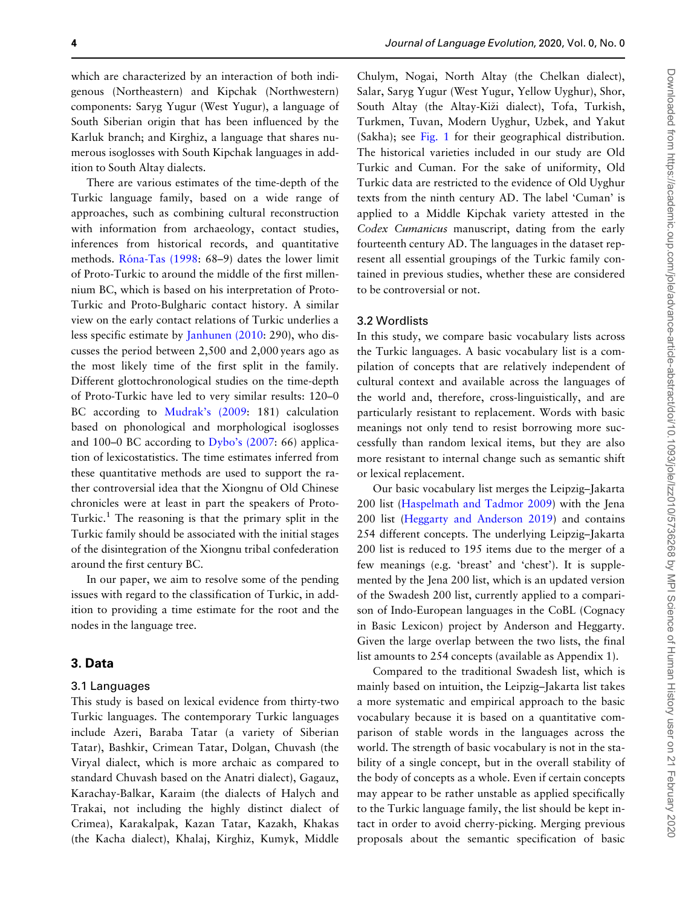which are characterized by an interaction of both indigenous (Northeastern) and Kipchak (Northwestern) components: Saryg Yugur (West Yugur), a language of South Siberian origin that has been influenced by the Karluk branch; and Kirghiz, a language that shares numerous isoglosses with South Kipchak languages in addition to South Altay dialects.

There are various estimates of the time-depth of the Turkic language family, based on a wide range of approaches, such as combining cultural reconstruction with information from archaeology, contact studies, inferences from historical records, and quantitative methods. Róna-Tas (1998: 68–9) dates the lower limit of Proto-Turkic to around the middle of the first millennium BC, which is based on his interpretation of Proto-Turkic and Proto-Bulgharic contact history. A similar view on the early contact relations of Turkic underlies a less specific estimate by Janhunen (2010: 290), who discusses the period between 2,500 and 2,000 years ago as the most likely time of the first split in the family. Different glottochronological studies on the time-depth of Proto-Turkic have led to very similar results: 120–0 BC according to Mudrak's (2009: 181) calculation based on phonological and morphological isoglosses and 100–0 BC according to Dybo's (2007: 66) application of lexicostatistics. The time estimates inferred from these quantitative methods are used to support the rather controversial idea that the Xiongnu of Old Chinese chronicles were at least in part the speakers of Proto-Turkic.[1] The reasoning is that the primary split in the Turkic family should be associated with the initial stages of the disintegration of the Xiongnu tribal confederation around the first century BC.

In our paper, we aim to resolve some of the pending issues with regard to the classification of Turkic, in addition to providing a time estimate for the root and the nodes in the language tree.

## 3. Data

### 3.1 Languages

This study is based on lexical evidence from thirty-two Turkic languages. The contemporary Turkic languages include Azeri, Baraba Tatar (a variety of Siberian Tatar), Bashkir, Crimean Tatar, Dolgan, Chuvash (the Viryal dialect, which is more archaic as compared to standard Chuvash based on the Anatri dialect), Gagauz, Karachay-Balkar, Karaim (the dialects of Halych and Trakai, not including the highly distinct dialect of Crimea), Karakalpak, Kazan Tatar, Kazakh, Khakas (the Kacha dialect), Khalaj, Kirghiz, Kumyk, Middle Chulym, Nogai, North Altay (the Chelkan dialect), Salar, Saryg Yugur (West Yugur, Yellow Uyghur), Shor, South Altay (the Altay-Kiži dialect), Tofa, Turkish, Turkmen, Tuvan, Modern Uyghur, Uzbek, and Yakut (Sakha); see Fig. 1 for their geographical distribution. The historical varieties included in our study are Old Turkic and Cuman. For the sake of uniformity, Old Turkic data are restricted to the evidence of Old Uyghur texts from the ninth century AD. The label 'Cuman' is applied to a Middle Kipchak variety attested in the *Codex Cumanicus* manuscript, dating from the early fourteenth century AD. The languages in the dataset represent all essential groupings of the Turkic family contained in previous studies, whether these are considered to be controversial or not.

### 3.2 Wordlists

In this study, we compare basic vocabulary lists across the Turkic languages. A basic vocabulary list is a compilation of concepts that are relatively independent of cultural context and available across the languages of the world and, therefore, cross-linguistically, and are particularly resistant to replacement. Words with basic meanings not only tend to resist borrowing more successfully than random lexical items, but they are also more resistant to internal change such as semantic shift or lexical replacement.

Our basic vocabulary list merges the Leipzig–Jakarta 200 list (Haspelmath and Tadmor 2009) with the Jena 200 list (Heggarty and Anderson 2019) and contains 254 different concepts. The underlying Leipzig–Jakarta 200 list is reduced to 195 items due to the merger of a few meanings (e.g. 'breast' and 'chest'). It is supplemented by the Jena 200 list, which is an updated version of the Swadesh 200 list, currently applied to a comparison of Indo-European languages in the CoBL (Cognacy in Basic Lexicon) project by Anderson and Heggarty. Given the large overlap between the two lists, the final list amounts to 254 concepts (available as Appendix 1).

Compared to the traditional Swadesh list, which is mainly based on intuition, the Leipzig–Jakarta list takes a more systematic and empirical approach to the basic vocabulary because it is based on a quantitative comparison of stable words in the languages across the world. The strength of basic vocabulary is not in the stability of a single concept, but in the overall stability of the body of concepts as a whole. Even if certain concepts may appear to be rather unstable as applied specifically to the Turkic language family, the list should be kept intact in order to avoid cherry-picking. Merging previous proposals about the semantic specification of basic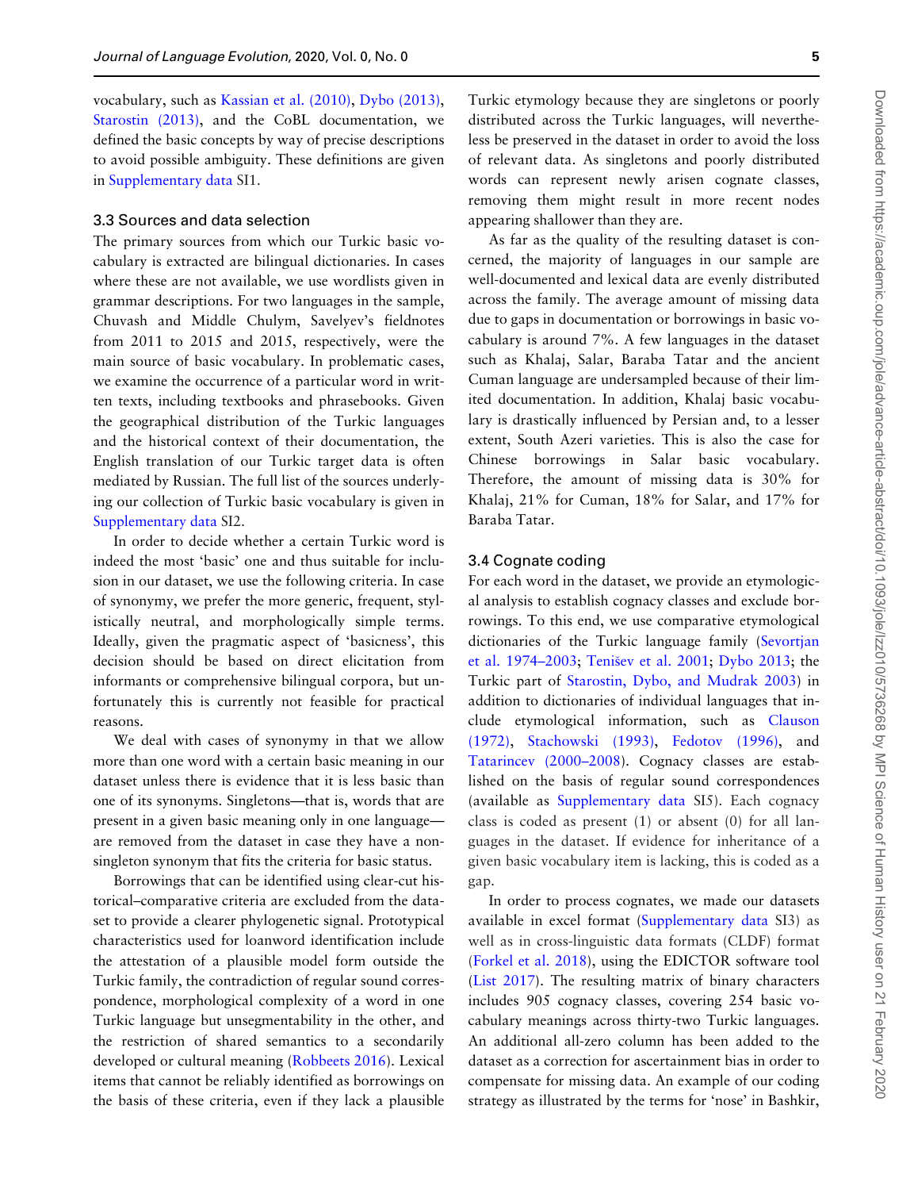vocabulary, such as Kassian et al. (2010), Dybo (2013), Starostin (2013), and the CoBL documentation, we defined the basic concepts by way of precise descriptions to avoid possible ambiguity. These definitions are given in Supplementary data SI1.

### 3.3 Sources and data selection

The primary sources from which our Turkic basic vocabulary is extracted are bilingual dictionaries. In cases where these are not available, we use wordlists given in grammar descriptions. For two languages in the sample, Chuvash and Middle Chulym, Savelyev's fieldnotes from 2011 to 2015 and 2015, respectively, were the main source of basic vocabulary. In problematic cases, we examine the occurrence of a particular word in written texts, including textbooks and phrasebooks. Given the geographical distribution of the Turkic languages and the historical context of their documentation, the English translation of our Turkic target data is often mediated by Russian. The full list of the sources underlying our collection of Turkic basic vocabulary is given in Supplementary data SI2.

In order to decide whether a certain Turkic word is indeed the most 'basic' one and thus suitable for inclusion in our dataset, we use the following criteria. In case of synonymy, we prefer the more generic, frequent, stylistically neutral, and morphologically simple terms. Ideally, given the pragmatic aspect of 'basicness', this decision should be based on direct elicitation from informants or comprehensive bilingual corpora, but unfortunately this is currently not feasible for practical reasons.

We deal with cases of synonymy in that we allow more than one word with a certain basic meaning in our dataset unless there is evidence that it is less basic than one of its synonyms. Singletons—that is, words that are present in a given basic meaning only in one language—are removed from the dataset in case they have a non-singleton synonym that fits the criteria for basic status.

Borrowings that can be identified using clear-cut historical–comparative criteria are excluded from the dataset to provide a clearer phylogenetic signal. Prototypical characteristics used for loanword identification include the attestation of a plausible model form outside the Turkic family, the contradiction of regular sound correspondence, morphological complexity of a word in one Turkic language but unsegmentability in the other, and the restriction of shared semantics to a secondarily developed or cultural meaning (Robbeets 2016). Lexical items that cannot be reliably identified as borrowings on the basis of these criteria, even if they lack a plausible Turkic etymology because they are singletons or poorly distributed across the Turkic languages, will nevertheless be preserved in the dataset in order to avoid the loss of relevant data. As singletons and poorly distributed words can represent newly arisen cognate classes, removing them might result in more recent nodes appearing shallower than they are.

As far as the quality of the resulting dataset is concerned, the majority of languages in our sample are well-documented and lexical data are evenly distributed across the family. The average amount of missing data due to gaps in documentation or borrowings in basic vocabulary is around 7%. A few languages in the dataset such as Khalaj, Salar, Baraba Tatar and the ancient Cuman language are undersampled because of their limited documentation. In addition, Khalaj basic vocabulary is drastically influenced by Persian and, to a lesser extent, South Azeri varieties. This is also the case for Chinese borrowings in Salar basic vocabulary. Therefore, the amount of missing data is 30% for Khalaj, 21% for Cuman, 18% for Salar, and 17% for Baraba Tatar.

### 3.4 Cognate coding

For each word in the dataset, we provide an etymological analysis to establish cognacy classes and exclude borrowings. To this end, we use comparative etymological dictionaries of the Turkic language family (Sevortjan et al. 1974–2003; Tenišev et al. 2001; Dybo 2013; the Turkic part of Starostin, Dybo, and Mudrak 2003) in addition to dictionaries of individual languages that include etymological information, such as Clauson (1972), Stachowski (1993), Fedotov (1996), and Tatarincev (2000–2008). Cognacy classes are established on the basis of regular sound correspondences (available as Supplementary data SI5). Each cognacy class is coded as present (1) or absent (0) for all languages in the dataset. If evidence for inheritance of a given basic vocabulary item is lacking, this is coded as a gap.

In order to process cognates, we made our datasets available in excel format (Supplementary data SI3) as well as in cross-linguistic data formats (CLDF) format (Forkel et al. 2018), using the EDICTOR software tool (List 2017). The resulting matrix of binary characters includes 905 cognacy classes, covering 254 basic vocabulary meanings across thirty-two Turkic languages. An additional all-zero column has been added to the dataset as a correction for ascertainment bias in order to compensate for missing data. An example of our coding strategy as illustrated by the terms for 'nose' in Bashkir,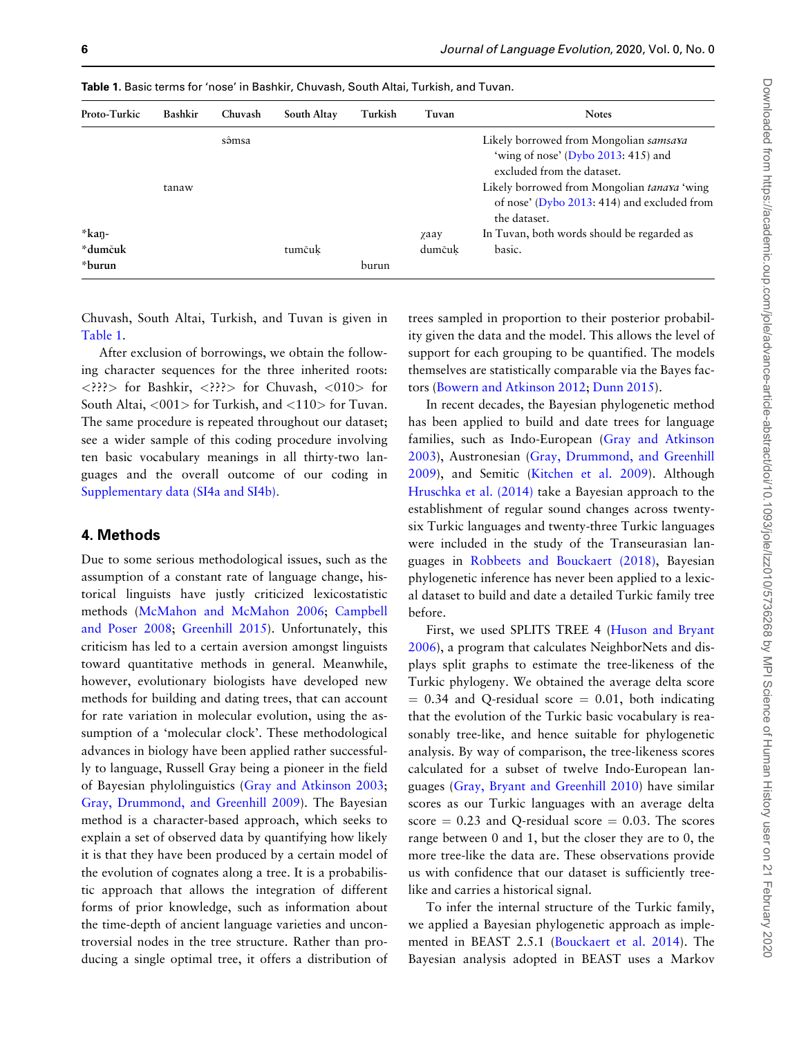**Table 1.** Basic terms for 'nose' in Bashkir, Chuvash, South Altai, Turkish, and Tuvan.

| Proto-Turkic | Bashkir | Chuvash | South Altay | Turkish | Tuvan | Notes |
|---|---|---|---|---|---|---|
| | | sə̂msa | | | | Likely borrowed from Mongolian *samsaɣa* 'wing of nose' (Dybo 2013: 415) and excluded from the dataset. |
| | tanaw | | | | | Likely borrowed from Mongolian *tanaɣa* 'wing of nose' (Dybo 2013: 414) and excluded from the dataset. |
| *kaŋ- | | | | | χaay | In Tuvan, both words should be regarded as basic. |
| *dumčuk | | | tumčuḳ | | dumčuḳ | |
| *burun | | | | burun | | |

Chuvash, South Altai, Turkish, and Tuvan is given in Table 1.

After exclusion of borrowings, we obtain the following character sequences for the three inherited roots: <???> for Bashkir, <???> for Chuvash, <010> for South Altai, <001> for Turkish, and <110> for Tuvan. The same procedure is repeated throughout our dataset; see a wider sample of this coding procedure involving ten basic vocabulary meanings in all thirty-two languages and the overall outcome of our coding in Supplementary data (SI4a and SI4b).

## 4. Methods

Due to some serious methodological issues, such as the assumption of a constant rate of language change, historical linguists have justly criticized lexicostatistic methods (McMahon and McMahon 2006; Campbell and Poser 2008; Greenhill 2015). Unfortunately, this criticism has led to a certain aversion amongst linguists toward quantitative methods in general. Meanwhile, however, evolutionary biologists have developed new methods for building and dating trees, that can account for rate variation in molecular evolution, using the assumption of a 'molecular clock'. These methodological advances in biology have been applied rather successfully to language, Russell Gray being a pioneer in the field of Bayesian phylolinguistics (Gray and Atkinson 2003; Gray, Drummond, and Greenhill 2009). The Bayesian method is a character-based approach, which seeks to explain a set of observed data by quantifying how likely it is that they have been produced by a certain model of the evolution of cognates along a tree. It is a probabilistic approach that allows the integration of different forms of prior knowledge, such as information about the time-depth of ancient language varieties and uncontroversial nodes in the tree structure. Rather than producing a single optimal tree, it offers a distribution of trees sampled in proportion to their posterior probability given the data and the model. This allows the level of support for each grouping to be quantified. The models themselves are statistically comparable via the Bayes factors (Bowern and Atkinson 2012; Dunn 2015).

In recent decades, the Bayesian phylogenetic method has been applied to build and date trees for language families, such as Indo-European (Gray and Atkinson 2003), Austronesian (Gray, Drummond, and Greenhill 2009), and Semitic (Kitchen et al. 2009). Although Hruschka et al. (2014) take a Bayesian approach to the establishment of regular sound changes across twenty-six Turkic languages and twenty-three Turkic languages were included in the study of the Transeurasian languages in Robbeets and Bouckaert (2018), Bayesian phylogenetic inference has never been applied to a lexical dataset to build and date a detailed Turkic family tree before.

First, we used SPLITS TREE 4 (Huson and Bryant 2006), a program that calculates NeighborNets and displays split graphs to estimate the tree-likeness of the Turkic phylogeny. We obtained the average delta score = 0.34 and Q-residual score = 0.01, both indicating that the evolution of the Turkic basic vocabulary is reasonably tree-like, and hence suitable for phylogenetic analysis. By way of comparison, the tree-likeness scores calculated for a subset of twelve Indo-European languages (Gray, Bryant and Greenhill 2010) have similar scores as our Turkic languages with an average delta score = 0.23 and Q-residual score = 0.03. The scores range between 0 and 1, but the closer they are to 0, the more tree-like the data are. These observations provide us with confidence that our dataset is sufficiently tree-like and carries a historical signal.

To infer the internal structure of the Turkic family, we applied a Bayesian phylogenetic approach as implemented in BEAST 2.5.1 (Bouckaert et al. 2014). The Bayesian analysis adopted in BEAST uses a Markov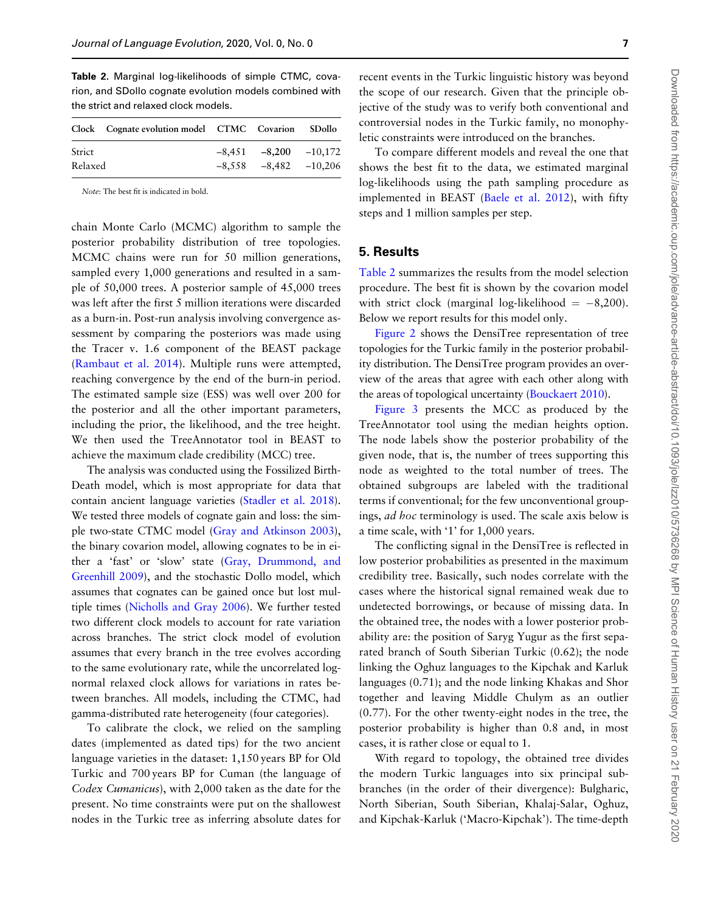**Table 2.** Marginal log-likelihoods of simple CTMC, covarion, and SDollo cognate evolution models combined with the strict and relaxed clock models.

| Clock | Cognate evolution model | CTMC | Covarion | SDollo |
|---|---|---|---|---|
| Strict | | −8,451 | **−8,200** | −10,172 |
| Relaxed | | −8,558 | −8,482 | −10,206 |

*Note*: The best fit is indicated in bold.

chain Monte Carlo (MCMC) algorithm to sample the posterior probability distribution of tree topologies. MCMC chains were run for 50 million generations, sampled every 1,000 generations and resulted in a sample of 50,000 trees. A posterior sample of 45,000 trees was left after the first 5 million iterations were discarded as a burn-in. Post-run analysis involving convergence assessment by comparing the posteriors was made using the Tracer v. 1.6 component of the BEAST package (Rambaut et al. 2014). Multiple runs were attempted, reaching convergence by the end of the burn-in period. The estimated sample size (ESS) was well over 200 for the posterior and all the other important parameters, including the prior, the likelihood, and the tree height. We then used the TreeAnnotator tool in BEAST to achieve the maximum clade credibility (MCC) tree.

The analysis was conducted using the Fossilized Birth-Death model, which is most appropriate for data that contain ancient language varieties (Stadler et al. 2018). We tested three models of cognate gain and loss: the simple two-state CTMC model (Gray and Atkinson 2003), the binary covarion model, allowing cognates to be in either a 'fast' or 'slow' state (Gray, Drummond, and Greenhill 2009), and the stochastic Dollo model, which assumes that cognates can be gained once but lost multiple times (Nicholls and Gray 2006). We further tested two different clock models to account for rate variation across branches. The strict clock model of evolution assumes that every branch in the tree evolves according to the same evolutionary rate, while the uncorrelated log-normal relaxed clock allows for variations in rates between branches. All models, including the CTMC, had gamma-distributed rate heterogeneity (four categories).

To calibrate the clock, we relied on the sampling dates (implemented as dated tips) for the two ancient language varieties in the dataset: 1,150 years BP for Old Turkic and 700 years BP for Cuman (the language of *Codex Cumanicus*), with 2,000 taken as the date for the present. No time constraints were put on the shallowest nodes in the Turkic tree as inferring absolute dates for recent events in the Turkic linguistic history was beyond the scope of our research. Given that the principle objective of the study was to verify both conventional and controversial nodes in the Turkic family, no monophyletic constraints were introduced on the branches.

To compare different models and reveal the one that shows the best fit to the data, we estimated marginal log-likelihoods using the path sampling procedure as implemented in BEAST (Baele et al. 2012), with fifty steps and 1 million samples per step.

## 5. Results

Table 2 summarizes the results from the model selection procedure. The best fit is shown by the covarion model with strict clock (marginal log-likelihood = −8,200). Below we report results for this model only.

Figure 2 shows the DensiTree representation of tree topologies for the Turkic family in the posterior probability distribution. The DensiTree program provides an overview of the areas that agree with each other along with the areas of topological uncertainty (Bouckaert 2010).

Figure 3 presents the MCC as produced by the TreeAnnotator tool using the median heights option. The node labels show the posterior probability of the given node, that is, the number of trees supporting this node as weighted to the total number of trees. The obtained subgroups are labeled with the traditional terms if conventional; for the few unconventional groupings, *ad hoc* terminology is used. The scale axis below is a time scale, with '1' for 1,000 years.

The conflicting signal in the DensiTree is reflected in low posterior probabilities as presented in the maximum credibility tree. Basically, such nodes correlate with the cases where the historical signal remained weak due to undetected borrowings, or because of missing data. In the obtained tree, the nodes with a lower posterior probability are: the position of Saryg Yugur as the first separated branch of South Siberian Turkic (0.62); the node linking the Oghuz languages to the Kipchak and Karluk languages (0.71); and the node linking Khakas and Shor together and leaving Middle Chulym as an outlier (0.77). For the other twenty-eight nodes in the tree, the posterior probability is higher than 0.8 and, in most cases, it is rather close or equal to 1.

With regard to topology, the obtained tree divides the modern Turkic languages into six principal subbranches (in the order of their divergence): Bulgharic, North Siberian, South Siberian, Khalaj-Salar, Oghuz, and Kipchak-Karluk ('Macro-Kipchak'). The time-depth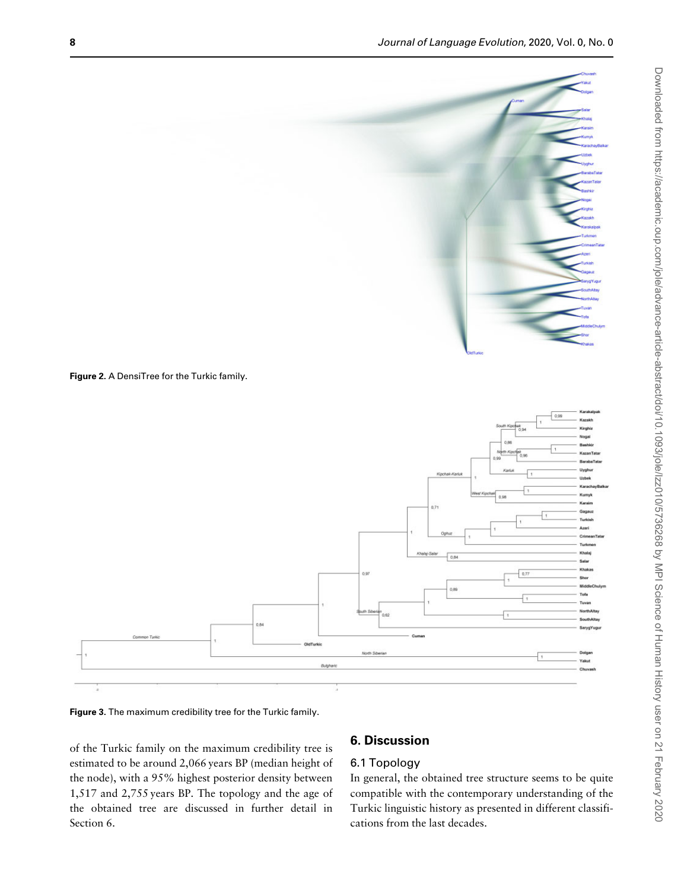Figure 2. A DensiTree for the Turkic family.

Figure 3. The maximum credibility tree for the Turkic family.

of the Turkic family on the maximum credibility tree is estimated to be around 2,066 years BP (median height of the node), with a 95% highest posterior density between 1,517 and 2,755 years BP. The topology and the age of the obtained tree are discussed in further detail in Section 6.

## 6. Discussion

### 6.1 Topology

In general, the obtained tree structure seems to be quite compatible with the contemporary understanding of the Turkic linguistic history as presented in different classifications from the last decades.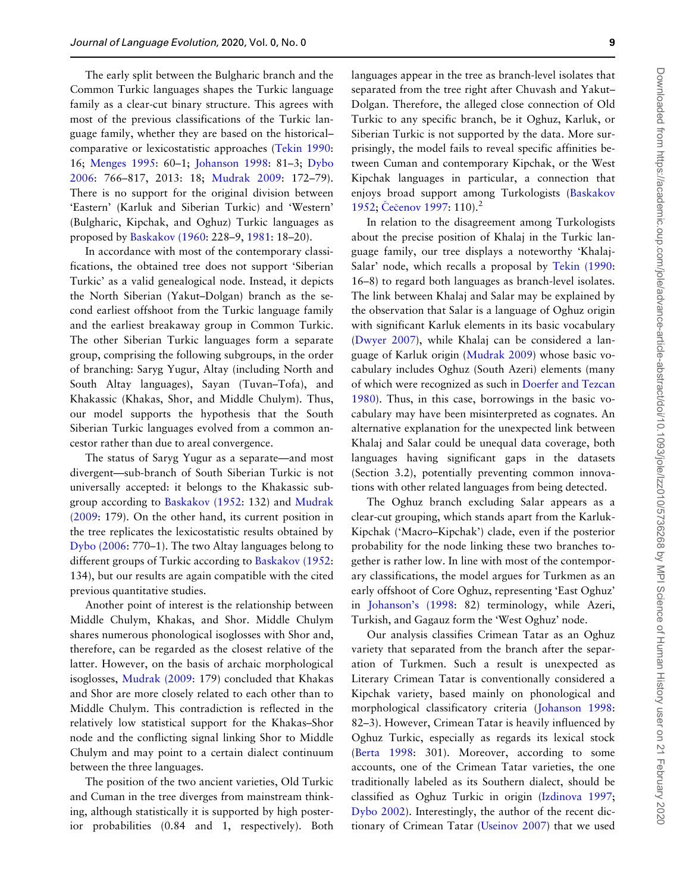The early split between the Bulgharic branch and the Common Turkic languages shapes the Turkic language family as a clear-cut binary structure. This agrees with most of the previous classifications of the Turkic language family, whether they are based on the historical–comparative or lexicostatistic approaches (Tekin 1990: 16; Menges 1995: 60–1; Johanson 1998: 81–3; Dybo 2006: 766–817, 2013: 18; Mudrak 2009: 172–79). There is no support for the original division between 'Eastern' (Karluk and Siberian Turkic) and 'Western' (Bulgharic, Kipchak, and Oghuz) Turkic languages as proposed by Baskakov (1960: 228–9, 1981: 18–20).

In accordance with most of the contemporary classifications, the obtained tree does not support 'Siberian Turkic' as a valid genealogical node. Instead, it depicts the North Siberian (Yakut–Dolgan) branch as the second earliest offshoot from the Turkic language family and the earliest breakaway group in Common Turkic. The other Siberian Turkic languages form a separate group, comprising the following subgroups, in the order of branching: Saryg Yugur, Altay (including North and South Altay languages), Sayan (Tuvan–Tofa), and Khakassic (Khakas, Shor, and Middle Chulym). Thus, our model supports the hypothesis that the South Siberian Turkic languages evolved from a common ancestor rather than due to areal convergence.

The status of Saryg Yugur as a separate—and most divergent—sub-branch of South Siberian Turkic is not universally accepted: it belongs to the Khakassic subgroup according to Baskakov (1952: 132) and Mudrak (2009: 179). On the other hand, its current position in the tree replicates the lexicostatistic results obtained by Dybo (2006: 770–1). The two Altay languages belong to different groups of Turkic according to Baskakov (1952: 134), but our results are again compatible with the cited previous quantitative studies.

Another point of interest is the relationship between Middle Chulym, Khakas, and Shor. Middle Chulym shares numerous phonological isoglosses with Shor and, therefore, can be regarded as the closest relative of the latter. However, on the basis of archaic morphological isoglosses, Mudrak (2009: 179) concluded that Khakas and Shor are more closely related to each other than to Middle Chulym. This contradiction is reflected in the relatively low statistical support for the Khakas–Shor node and the conflicting signal linking Shor to Middle Chulym and may point to a certain dialect continuum between the three languages.

The position of the two ancient varieties, Old Turkic and Cuman in the tree diverges from mainstream thinking, although statistically it is supported by high posterior probabilities (0.84 and 1, respectively). Both languages appear in the tree as branch-level isolates that separated from the tree right after Chuvash and Yakut–Dolgan. Therefore, the alleged close connection of Old Turkic to any specific branch, be it Oghuz, Karluk, or Siberian Turkic is not supported by the data. More surprisingly, the model fails to reveal specific affinities between Cuman and contemporary Kipchak, or the West Kipchak languages in particular, a connection that enjoys broad support among Turkologists (Baskakov 1952; Čečenov 1997: 110).[2]

In relation to the disagreement among Turkologists about the precise position of Khalaj in the Turkic language family, our tree displays a noteworthy 'Khalaj-Salar' node, which recalls a proposal by Tekin (1990: 16–8) to regard both languages as branch-level isolates. The link between Khalaj and Salar may be explained by the observation that Salar is a language of Oghuz origin with significant Karluk elements in its basic vocabulary (Dwyer 2007), while Khalaj can be considered a language of Karluk origin (Mudrak 2009) whose basic vocabulary includes Oghuz (South Azeri) elements (many of which were recognized as such in Doerfer and Tezcan 1980). Thus, in this case, borrowings in the basic vocabulary may have been misinterpreted as cognates. An alternative explanation for the unexpected link between Khalaj and Salar could be unequal data coverage, both languages having significant gaps in the datasets (Section 3.2), potentially preventing common innovations with other related languages from being detected.

The Oghuz branch excluding Salar appears as a clear-cut grouping, which stands apart from the Karluk-Kipchak ('Macro–Kipchak') clade, even if the posterior probability for the node linking these two branches together is rather low. In line with most of the contemporary classifications, the model argues for Turkmen as an early offshoot of Core Oghuz, representing 'East Oghuz' in Johanson's (1998: 82) terminology, while Azeri, Turkish, and Gagauz form the 'West Oghuz' node.

Our analysis classifies Crimean Tatar as an Oghuz variety that separated from the branch after the separation of Turkmen. Such a result is unexpected as Literary Crimean Tatar is conventionally considered a Kipchak variety, based mainly on phonological and morphological classificatory criteria (Johanson 1998: 82–3). However, Crimean Tatar is heavily influenced by Oghuz Turkic, especially as regards its lexical stock (Berta 1998: 301). Moreover, according to some accounts, one of the Crimean Tatar varieties, the one traditionally labeled as its Southern dialect, should be classified as Oghuz Turkic in origin (Izdinova 1997; Dybo 2002). Interestingly, the author of the recent dictionary of Crimean Tatar (Useinov 2007) that we used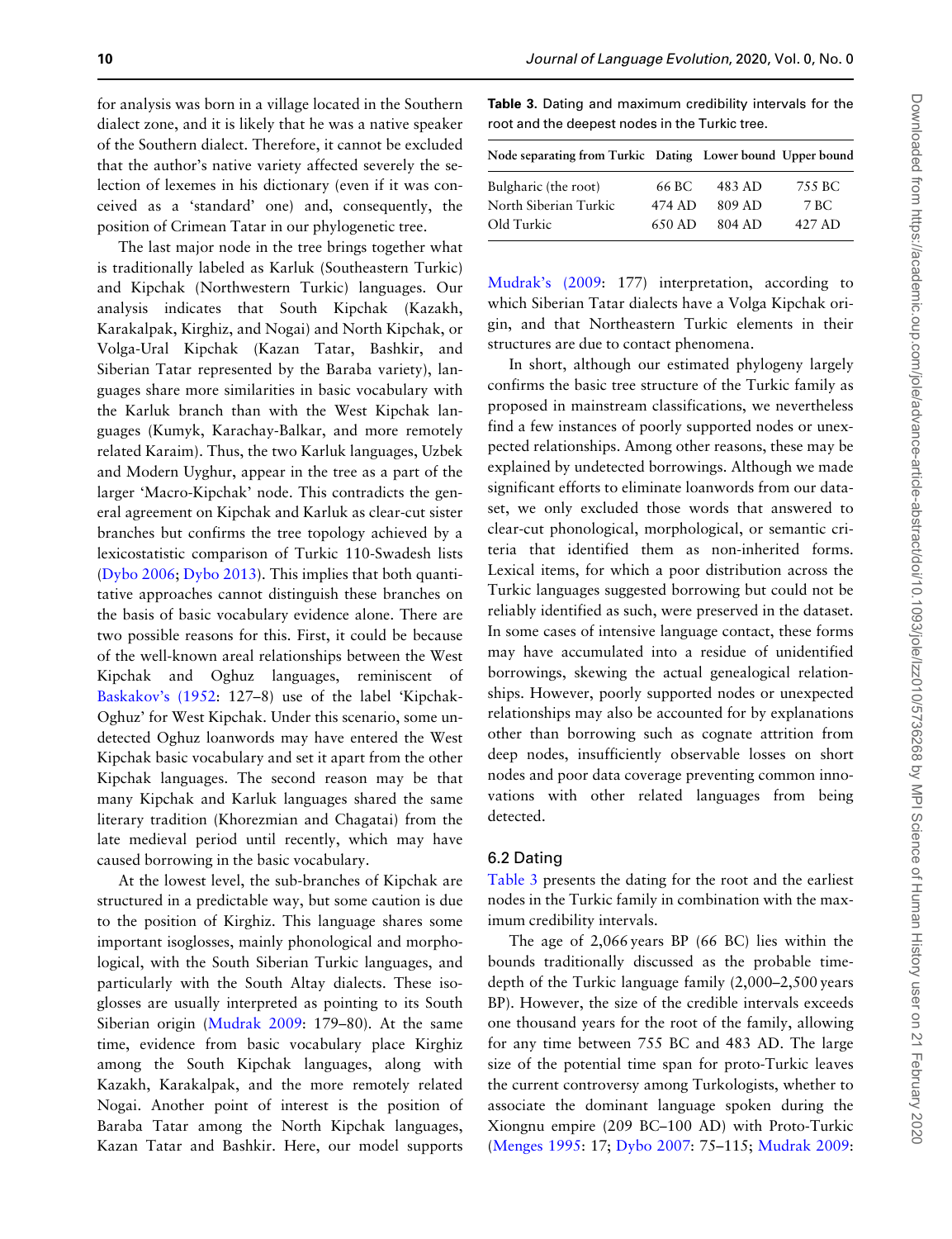for analysis was born in a village located in the Southern dialect zone, and it is likely that he was a native speaker of the Southern dialect. Therefore, it cannot be excluded that the author's native variety affected severely the selection of lexemes in his dictionary (even if it was conceived as a 'standard' one) and, consequently, the position of Crimean Tatar in our phylogenetic tree.

The last major node in the tree brings together what is traditionally labeled as Karluk (Southeastern Turkic) and Kipchak (Northwestern Turkic) languages. Our analysis indicates that South Kipchak (Kazakh, Karakalpak, Kirghiz, and Nogai) and North Kipchak, or Volga-Ural Kipchak (Kazan Tatar, Bashkir, and Siberian Tatar represented by the Baraba variety), languages share more similarities in basic vocabulary with the Karluk branch than with the West Kipchak languages (Kumyk, Karachay-Balkar, and more remotely related Karaim). Thus, the two Karluk languages, Uzbek and Modern Uyghur, appear in the tree as a part of the larger 'Macro-Kipchak' node. This contradicts the general agreement on Kipchak and Karluk as clear-cut sister branches but confirms the tree topology achieved by a lexicostatistic comparison of Turkic 110-Swadesh lists (Dybo 2006; Dybo 2013). This implies that both quantitative approaches cannot distinguish these branches on the basis of basic vocabulary evidence alone. There are two possible reasons for this. First, it could be because of the well-known areal relationships between the West Kipchak and Oghuz languages, reminiscent of Baskakov's (1952: 127–8) use of the label 'Kipchak-Oghuz' for West Kipchak. Under this scenario, some undetected Oghuz loanwords may have entered the West Kipchak basic vocabulary and set it apart from the other Kipchak languages. The second reason may be that many Kipchak and Karluk languages shared the same literary tradition (Khorezmian and Chagatai) from the late medieval period until recently, which may have caused borrowing in the basic vocabulary.

At the lowest level, the sub-branches of Kipchak are structured in a predictable way, but some caution is due to the position of Kirghiz. This language shares some important isoglosses, mainly phonological and morphological, with the South Siberian Turkic languages, and particularly with the South Altay dialects. These isoglosses are usually interpreted as pointing to its South Siberian origin (Mudrak 2009: 179–80). At the same time, evidence from basic vocabulary place Kirghiz among the South Kipchak languages, along with Kazakh, Karakalpak, and the more remotely related Nogai. Another point of interest is the position of Baraba Tatar among the North Kipchak languages, Kazan Tatar and Bashkir. Here, our model supports Mudrak's (2009: 177) interpretation, according to which Siberian Tatar dialects have a Volga Kipchak origin, and that Northeastern Turkic elements in their structures are due to contact phenomena.

**Table 3.** Dating and maximum credibility intervals for the root and the deepest nodes in the Turkic tree.

| Node separating from Turkic | Dating | Lower bound | Upper bound |
| --- | --- | --- | --- |
| Bulgharic (the root) | 66 BC | 483 AD | 755 BC |
| North Siberian Turkic | 474 AD | 809 AD | 7 BC |
| Old Turkic | 650 AD | 804 AD | 427 AD |

In short, although our estimated phylogeny largely confirms the basic tree structure of the Turkic family as proposed in mainstream classifications, we nevertheless find a few instances of poorly supported nodes or unexpected relationships. Among other reasons, these may be explained by undetected borrowings. Although we made significant efforts to eliminate loanwords from our dataset, we only excluded those words that answered to clear-cut phonological, morphological, or semantic criteria that identified them as non-inherited forms. Lexical items, for which a poor distribution across the Turkic languages suggested borrowing but could not be reliably identified as such, were preserved in the dataset. In some cases of intensive language contact, these forms may have accumulated into a residue of unidentified borrowings, skewing the actual genealogical relationships. However, poorly supported nodes or unexpected relationships may also be accounted for by explanations other than borrowing such as cognate attrition from deep nodes, insufficiently observable losses on short nodes and poor data coverage preventing common innovations with other related languages from being detected.

## 6.2 Dating

Table 3 presents the dating for the root and the earliest nodes in the Turkic family in combination with the maximum credibility intervals.

The age of 2,066 years BP (66 BC) lies within the bounds traditionally discussed as the probable time-depth of the Turkic language family (2,000–2,500 years BP). However, the size of the credible intervals exceeds one thousand years for the root of the family, allowing for any time between 755 BC and 483 AD. The large size of the potential time span for proto-Turkic leaves the current controversy among Turkologists, whether to associate the dominant language spoken during the Xiongnu empire (209 BC–100 AD) with Proto-Turkic (Menges 1995: 17; Dybo 2007: 75–115; Mudrak 2009: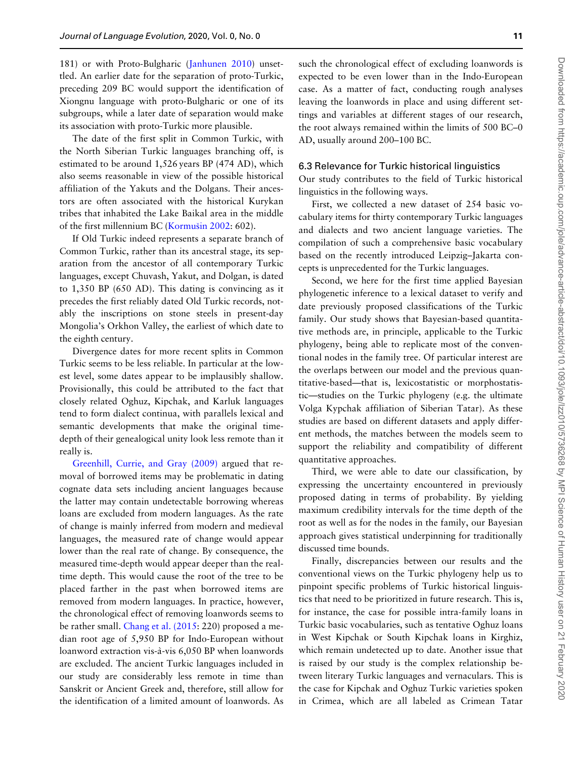181) or with Proto-Bulgharic (Janhunen 2010) unsettled. An earlier date for the separation of proto-Turkic, preceding 209 BC would support the identification of Xiongnu language with proto-Bulgharic or one of its subgroups, while a later date of separation would make its association with proto-Turkic more plausible.

The date of the first split in Common Turkic, with the North Siberian Turkic languages branching off, is estimated to be around 1,526 years BP (474 AD), which also seems reasonable in view of the possible historical affiliation of the Yakuts and the Dolgans. Their ancestors are often associated with the historical Kurykan tribes that inhabited the Lake Baikal area in the middle of the first millennium BC (Kormušin 2002: 602).

If Old Turkic indeed represents a separate branch of Common Turkic, rather than its ancestral stage, its separation from the ancestor of all contemporary Turkic languages, except Chuvash, Yakut, and Dolgan, is dated to 1,350 BP (650 AD). This dating is convincing as it precedes the first reliably dated Old Turkic records, notably the inscriptions on stone steels in present-day Mongolia's Orkhon Valley, the earliest of which date to the eighth century.

Divergence dates for more recent splits in Common Turkic seems to be less reliable. In particular at the lowest level, some dates appear to be implausibly shallow. Provisionally, this could be attributed to the fact that closely related Oghuz, Kipchak, and Karluk languages tend to form dialect continua, with parallels lexical and semantic developments that make the original time-depth of their genealogical unity look less remote than it really is.

Greenhill, Currie, and Gray (2009) argued that removal of borrowed items may be problematic in dating cognate data sets including ancient languages because the latter may contain undetectable borrowing whereas loans are excluded from modern languages. As the rate of change is mainly inferred from modern and medieval languages, the measured rate of change would appear lower than the real rate of change. By consequence, the measured time-depth would appear deeper than the real-time depth. This would cause the root of the tree to be placed farther in the past when borrowed items are removed from modern languages. In practice, however, the chronological effect of removing loanwords seems to be rather small. Chang et al. (2015: 220) proposed a median root age of 5,950 BP for Indo-European without loanword extraction vis-à-vis 6,050 BP when loanwords are excluded. The ancient Turkic languages included in our study are considerably less remote in time than Sanskrit or Ancient Greek and, therefore, still allow for the identification of a limited amount of loanwords. As such the chronological effect of excluding loanwords is expected to be even lower than in the Indo-European case. As a matter of fact, conducting rough analyses leaving the loanwords in place and using different settings and variables at different stages of our research, the root always remained within the limits of 500 BC–0 AD, usually around 200–100 BC.

## 6.3 Relevance for Turkic historical linguistics

Our study contributes to the field of Turkic historical linguistics in the following ways.

First, we collected a new dataset of 254 basic vocabulary items for thirty contemporary Turkic languages and dialects and two ancient language varieties. The compilation of such a comprehensive basic vocabulary based on the recently introduced Leipzig–Jakarta concepts is unprecedented for the Turkic languages.

Second, we here for the first time applied Bayesian phylogenetic inference to a lexical dataset to verify and date previously proposed classifications of the Turkic family. Our study shows that Bayesian-based quantitative methods are, in principle, applicable to the Turkic phylogeny, being able to replicate most of the conventional nodes in the family tree. Of particular interest are the overlaps between our model and the previous quantitative-based—that is, lexicostatistic or morphostatistic—studies on the Turkic phylogeny (e.g. the ultimate Volga Kypchak affiliation of Siberian Tatar). As these studies are based on different datasets and apply different methods, the matches between the models seem to support the reliability and compatibility of different quantitative approaches.

Third, we were able to date our classification, by expressing the uncertainty encountered in previously proposed dating in terms of probability. By yielding maximum credibility intervals for the time depth of the root as well as for the nodes in the family, our Bayesian approach gives statistical underpinning for traditionally discussed time bounds.

Finally, discrepancies between our results and the conventional views on the Turkic phylogeny help us to pinpoint specific problems of Turkic historical linguistics that need to be prioritized in future research. This is, for instance, the case for possible intra-family loans in Turkic basic vocabularies, such as tentative Oghuz loans in West Kipchak or South Kipchak loans in Kirghiz, which remain undetected up to date. Another issue that is raised by our study is the complex relationship between literary Turkic languages and vernaculars. This is the case for Kipchak and Oghuz Turkic varieties spoken in Crimea, which are all labeled as Crimean Tatar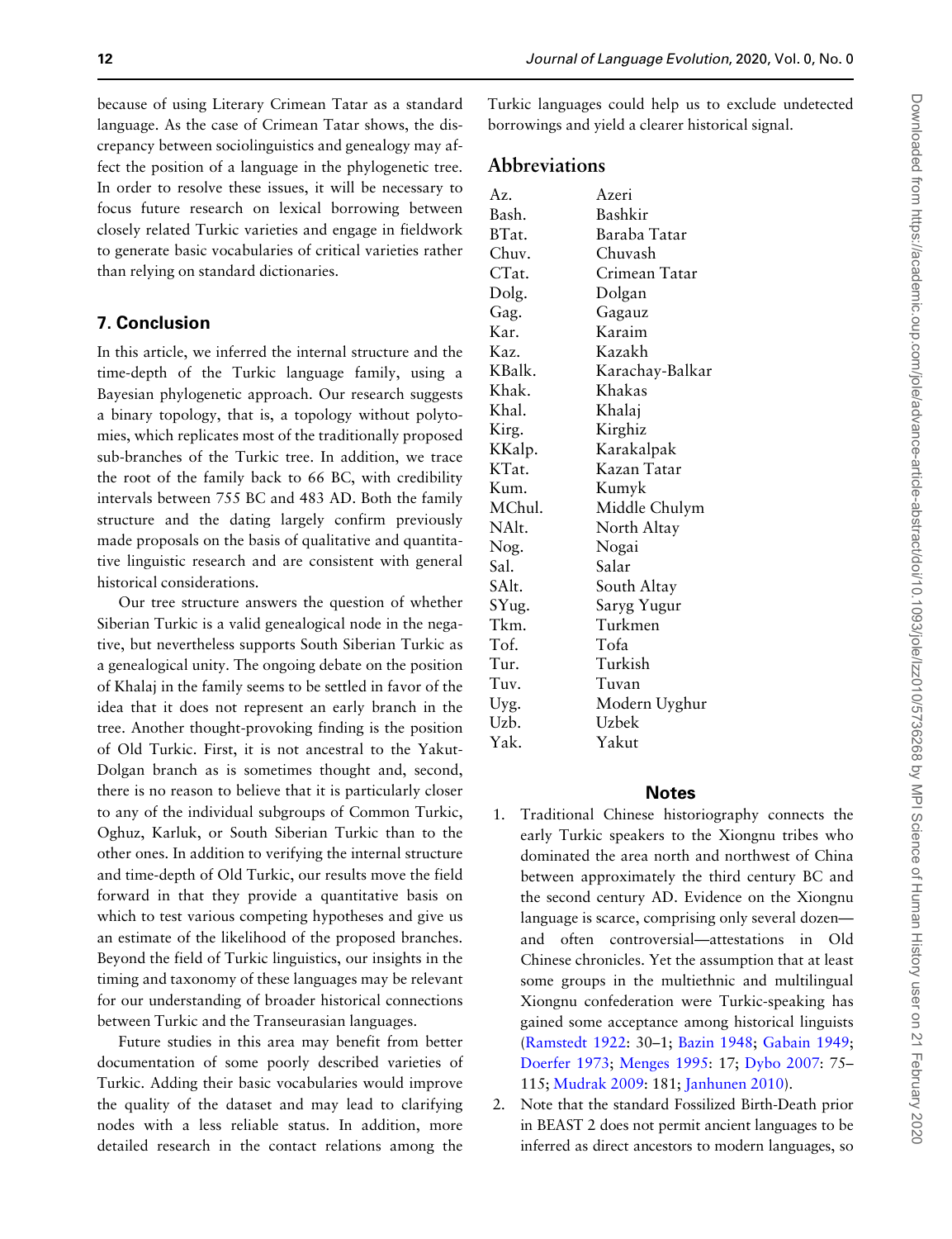because of using Literary Crimean Tatar as a standard language. As the case of Crimean Tatar shows, the discrepancy between sociolinguistics and genealogy may affect the position of a language in the phylogenetic tree. In order to resolve these issues, it will be necessary to focus future research on lexical borrowing between closely related Turkic varieties and engage in fieldwork to generate basic vocabularies of critical varieties rather than relying on standard dictionaries.

## 7. Conclusion

In this article, we inferred the internal structure and the time-depth of the Turkic language family, using a Bayesian phylogenetic approach. Our research suggests a binary topology, that is, a topology without polytomies, which replicates most of the traditionally proposed sub-branches of the Turkic tree. In addition, we trace the root of the family back to 66 BC, with credibility intervals between 755 BC and 483 AD. Both the family structure and the dating largely confirm previously made proposals on the basis of qualitative and quantitative linguistic research and are consistent with general historical considerations.

Our tree structure answers the question of whether Siberian Turkic is a valid genealogical node in the negative, but nevertheless supports South Siberian Turkic as a genealogical unity. The ongoing debate on the position of Khalaj in the family seems to be settled in favor of the idea that it does not represent an early branch in the tree. Another thought-provoking finding is the position of Old Turkic. First, it is not ancestral to the Yakut-Dolgan branch as is sometimes thought and, second, there is no reason to believe that it is particularly closer to any of the individual subgroups of Common Turkic, Oghuz, Karluk, or South Siberian Turkic than to the other ones. In addition to verifying the internal structure and time-depth of Old Turkic, our results move the field forward in that they provide a quantitative basis on which to test various competing hypotheses and give us an estimate of the likelihood of the proposed branches. Beyond the field of Turkic linguistics, our insights in the timing and taxonomy of these languages may be relevant for our understanding of broader historical connections between Turkic and the Transeurasian languages.

Future studies in this area may benefit from better documentation of some poorly described varieties of Turkic. Adding their basic vocabularies would improve the quality of the dataset and may lead to clarifying nodes with a less reliable status. In addition, more detailed research in the contact relations among the Turkic languages could help us to exclude undetected borrowings and yield a clearer historical signal.

## Abbreviations

| | |
|---|---|
| Az. | Azeri |
| Bash. | Bashkir |
| BTat. | Baraba Tatar |
| Chuv. | Chuvash |
| CTat. | Crimean Tatar |
| Dolg. | Dolgan |
| Gag. | Gagauz |
| Kar. | Karaim |
| Kaz. | Kazakh |
| KBalk. | Karachay-Balkar |
| Khak. | Khakas |
| Khal. | Khalaj |
| Kirg. | Kirghiz |
| KKalp. | Karakalpak |
| KTat. | Kazan Tatar |
| Kum. | Kumyk |
| MChul. | Middle Chulym |
| NAlt. | North Altay |
| Nog. | Nogai |
| Sal. | Salar |
| SAlt. | South Altay |
| SYug. | Saryg Yugur |
| Tkm. | Turkmen |
| Tof. | Tofa |
| Tur. | Turkish |
| Tuv. | Tuvan |
| Uyg. | Modern Uyghur |
| Uzb. | Uzbek |
| Yak. | Yakut |

## Notes

1. Traditional Chinese historiography connects the early Turkic speakers to the Xiongnu tribes who dominated the area north and northwest of China between approximately the third century BC and the second century AD. Evidence on the Xiongnu language is scarce, comprising only several dozen—and often controversial—attestations in Old Chinese chronicles. Yet the assumption that at least some groups in the multiethnic and multilingual Xiongnu confederation were Turkic-speaking has gained some acceptance among historical linguists (Ramstedt 1922: 30–1; Bazin 1948; Gabain 1949; Doerfer 1973; Menges 1995: 17; Dybo 2007: 75–115; Mudrak 2009: 181; Janhunen 2010).
2. Note that the standard Fossilized Birth-Death prior in BEAST 2 does not permit ancient languages to be inferred as direct ancestors to modern languages, so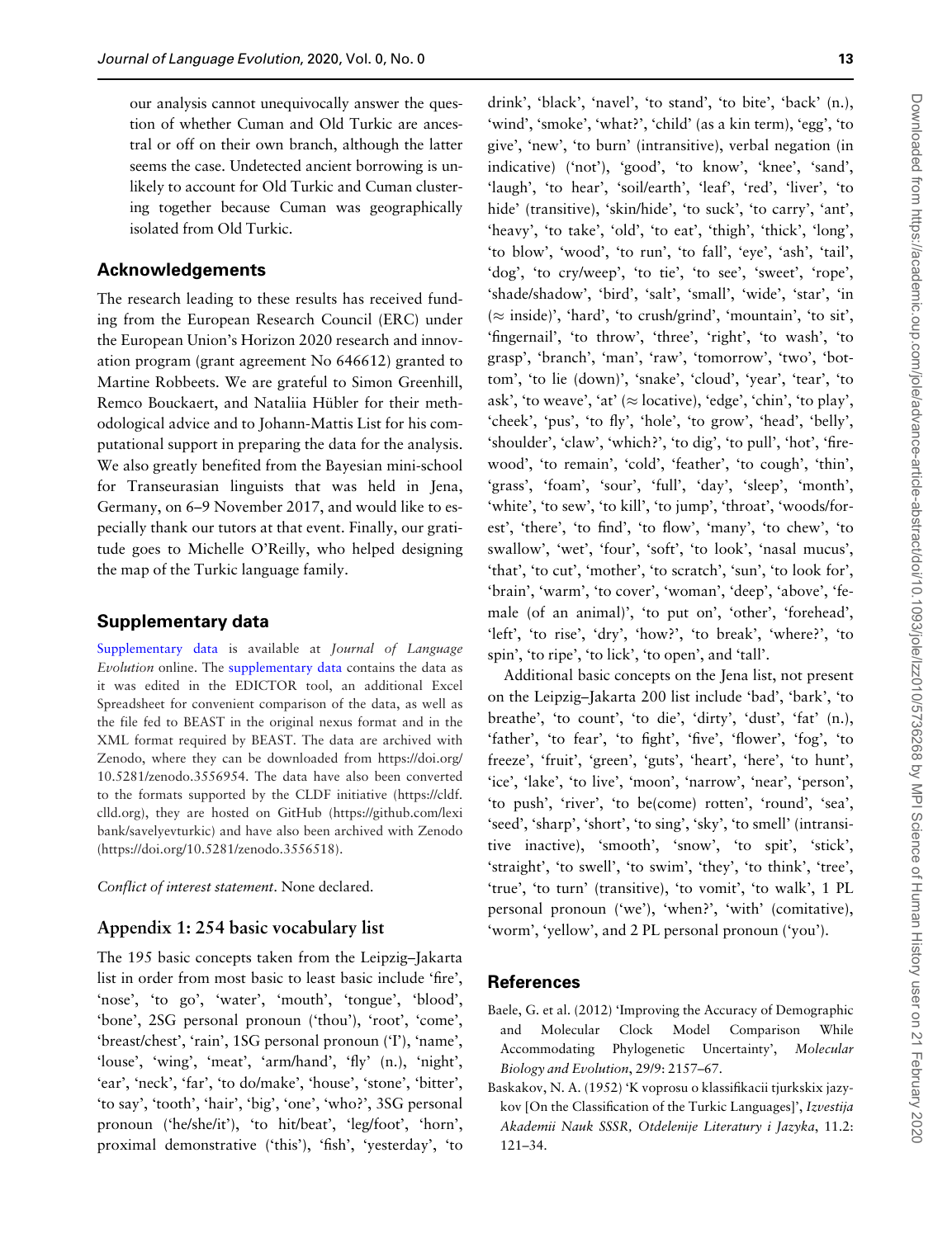our analysis cannot unequivocally answer the question of whether Cuman and Old Turkic are ancestral or off on their own branch, although the latter seems the case. Undetected ancient borrowing is unlikely to account for Old Turkic and Cuman clustering together because Cuman was geographically isolated from Old Turkic.

## Acknowledgements

The research leading to these results has received funding from the European Research Council (ERC) under the European Union's Horizon 2020 research and innovation program (grant agreement No 646612) granted to Martine Robbeets. We are grateful to Simon Greenhill, Remco Bouckaert, and Nataliia Hübler for their methodological advice and to Johann-Mattis List for his computational support in preparing the data for the analysis. We also greatly benefited from the Bayesian mini-school for Transeurasian linguists that was held in Jena, Germany, on 6–9 November 2017, and would like to especially thank our tutors at that event. Finally, our gratitude goes to Michelle O'Reilly, who helped designing the map of the Turkic language family.

## Supplementary data

Supplementary data is available at *Journal of Language Evolution* online. The supplementary data contains the data as it was edited in the EDICTOR tool, an additional Excel Spreadsheet for convenient comparison of the data, as well as the file fed to BEAST in the original nexus format and in the XML format required by BEAST. The data are archived with Zenodo, where they can be downloaded from https://doi.org/10.5281/zenodo.3556954. The data have also been converted to the formats supported by the CLDF initiative (https://cldf.clld.org), they are hosted on GitHub (https://github.com/lexibank/savelyevturkic) and have also been archived with Zenodo (https://doi.org/10.5281/zenodo.3556518).

*Conflict of interest statement*. None declared.

## Appendix 1: 254 basic vocabulary list

The 195 basic concepts taken from the Leipzig–Jakarta list in order from most basic to least basic include 'fire', 'nose', 'to go', 'water', 'mouth', 'tongue', 'blood', 'bone', 2SG personal pronoun ('thou'), 'root', 'come', 'breast/chest', 'rain', 1SG personal pronoun ('I'), 'name', 'louse', 'wing', 'meat', 'arm/hand', 'fly' (n.), 'night', 'ear', 'neck', 'far', 'to do/make', 'house', 'stone', 'bitter', 'to say', 'tooth', 'hair', 'big', 'one', 'who?', 3SG personal pronoun ('he/she/it'), 'to hit/beat', 'leg/foot', 'horn', proximal demonstrative ('this'), 'fish', 'yesterday', 'to drink', 'black', 'navel', 'to stand', 'to bite', 'back' (n.), 'wind', 'smoke', 'what?', 'child' (as a kin term), 'egg', 'to give', 'new', 'to burn' (intransitive), verbal negation (in indicative) ('not'), 'good', 'to know', 'knee', 'sand', 'laugh', 'to hear', 'soil/earth', 'leaf', 'red', 'liver', 'to hide' (transitive), 'skin/hide', 'to suck', 'to carry', 'ant', 'heavy', 'to take', 'old', 'to eat', 'thigh', 'thick', 'long', 'to blow', 'wood', 'to run', 'to fall', 'eye', 'ash', 'tail', 'dog', 'to cry/weep', 'to tie', 'to see', 'sweet', 'rope', 'shade/shadow', 'bird', 'salt', 'small', 'wide', 'star', 'in (≈ inside)', 'hard', 'to crush/grind', 'mountain', 'to sit', 'fingernail', 'to throw', 'three', 'right', 'to wash', 'to grasp', 'branch', 'man', 'raw', 'tomorrow', 'two', 'bottom', 'to lie (down)', 'snake', 'cloud', 'year', 'tear', 'to ask', 'to weave', 'at' (≈ locative), 'edge', 'chin', 'to play', 'cheek', 'pus', 'to fly', 'hole', 'to grow', 'head', 'belly', 'shoulder', 'claw', 'which?', 'to dig', 'to pull', 'hot', 'firewood', 'to remain', 'cold', 'feather', 'to cough', 'thin', 'grass', 'foam', 'sour', 'full', 'day', 'sleep', 'month', 'white', 'to sew', 'to kill', 'to jump', 'throat', 'woods/forest', 'there', 'to find', 'to flow', 'many', 'to chew', 'to swallow', 'wet', 'four', 'soft', 'to look', 'nasal mucus', 'that', 'to cut', 'mother', 'to scratch', 'sun', 'to look for', 'brain', 'warm', 'to cover', 'woman', 'deep', 'above', 'female (of an animal)', 'to put on', 'other', 'forehead', 'left', 'to rise', 'dry', 'how?', 'to break', 'where?', 'to spin', 'to ripe', 'to lick', 'to open', and 'tall'.

Additional basic concepts on the Jena list, not present on the Leipzig–Jakarta 200 list include 'bad', 'bark', 'to breathe', 'to count', 'to die', 'dirty', 'dust', 'fat' (n.), 'father', 'to fear', 'to fight', 'five', 'flower', 'fog', 'to freeze', 'fruit', 'green', 'guts', 'heart', 'here', 'to hunt', 'ice', 'lake', 'to live', 'moon', 'narrow', 'near', 'person', 'to push', 'river', 'to be(come) rotten', 'round', 'sea', 'seed', 'sharp', 'short', 'to sing', 'sky', 'to smell' (intransitive inactive), 'smooth', 'snow', 'to spit', 'stick', 'straight', 'to swell', 'to swim', 'they', 'to think', 'tree', 'true', 'to turn' (transitive), 'to vomit', 'to walk', 1 PL personal pronoun ('we'), 'when?', 'with' (comitative), 'worm', 'yellow', and 2 PL personal pronoun ('you').

## References

Baele, G. et al. (2012) 'Improving the Accuracy of Demographic and Molecular Clock Model Comparison While Accommodating Phylogenetic Uncertainty', *Molecular Biology and Evolution*, 29/9: 2157–67.

Baskakov, N. A. (1952) 'K voprosu o klassifikacii tjurkskix jazykov [On the Classification of the Turkic Languages]', *Izvestija Akademii Nauk SSSR, Otdelenije Literatury i Jazyka*, 11.2: 121–34.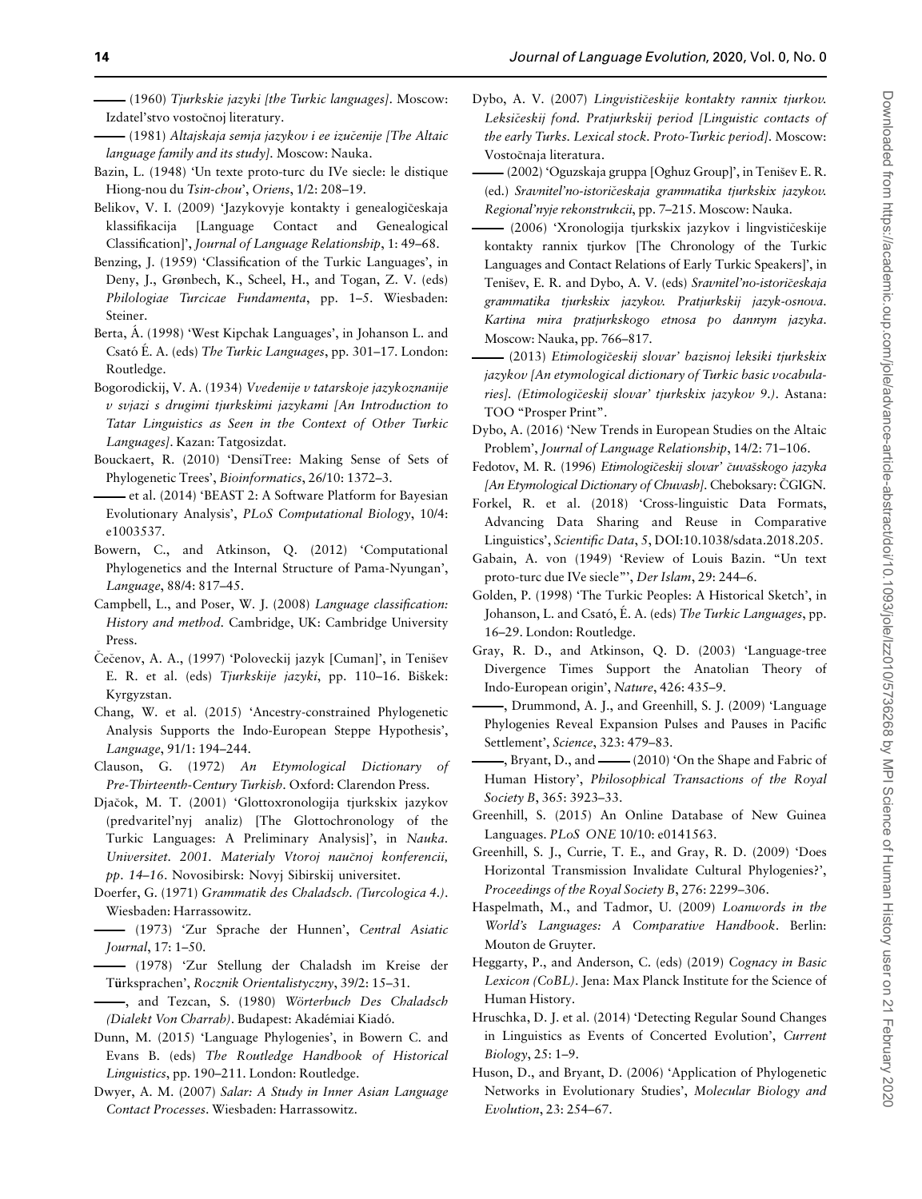——— (1960) *Tjurkskie jazyki [the Turkic languages]*. Moscow: Izdatel'stvo vostočnoj literatury.

——— (1981) *Altajskaja semja jazykov i ee izučenije [The Altaic language family and its study]*. Moscow: Nauka.

Bazin, L. (1948) 'Un texte proto-turc du IVe siecle: le distique Hiong-nou du *Tsin-chou*', *Oriens*, 1/2: 208–19.

Belikov, V. I. (2009) 'Jazykovyje kontakty i genealogičeskaja klassifikacija [Language Contact and Genealogical Classification]', *Journal of Language Relationship*, 1: 49–68.

Benzing, J. (1959) 'Classification of the Turkic Languages', in Deny, J., Grønbech, K., Scheel, H., and Togan, Z. V. (eds) *Philologiae Turcicae Fundamenta*, pp. 1–5. Wiesbaden: Steiner.

Berta, Á. (1998) 'West Kipchak Languages', in Johanson L. and Csató É. A. (eds) *The Turkic Languages*, pp. 301–17. London: Routledge.

Bogorodickij, V. A. (1934) *Vvedenije v tatarskoje jazykoznanije v svjazi s drugimi tjurkskimi jazykami [An Introduction to Tatar Linguistics as Seen in the Context of Other Turkic Languages]*. Kazan: Tatgosizdat.

Bouckaert, R. (2010) 'DensiTree: Making Sense of Sets of Phylogenetic Trees', *Bioinformatics*, 26/10: 1372–3.

——— et al. (2014) 'BEAST 2: A Software Platform for Bayesian Evolutionary Analysis', *PLoS Computational Biology*, 10/4: e1003537.

Bowern, C., and Atkinson, Q. (2012) 'Computational Phylogenetics and the Internal Structure of Pama-Nyungan', *Language*, 88/4: 817–45.

Campbell, L., and Poser, W. J. (2008) *Language classification: History and method*. Cambridge, UK: Cambridge University Press.

Čečenov, A. A., (1997) 'Poloveckij jazyk [Cuman]', in Tenišev E. R. et al. (eds) *Tjurkskije jazyki*, pp. 110–16. Biškek: Kyrgyzstan.

Chang, W. et al. (2015) 'Ancestry-constrained Phylogenetic Analysis Supports the Indo-European Steppe Hypothesis', *Language*, 91/1: 194–244.

Clauson, G. (1972) *An Etymological Dictionary of Pre-Thirteenth-Century Turkish*. Oxford: Clarendon Press.

Djačok, M. T. (2001) 'Glottoxronologija tjurkskix jazykov (predvaritel'nyj analiz) [The Glottochronology of the Turkic Languages: A Preliminary Analysis]', in *Nauka. Universitet. 2001. Materialy Vtoroj naučnoj konferencii, pp. 14–16*. Novosibirsk: Novyj Sibirskij universitet.

Doerfer, G. (1971) *Grammatik des Chaladsch. (Turcologica 4.)*. Wiesbaden: Harrassowitz.

——— (1973) 'Zur Sprache der Hunnen', *Central Asiatic Journal*, 17: 1–50.

——— (1978) 'Zur Stellung der Chaladsh im Kreise der Türksprachen', *Rocznik Orientalistyczny*, 39/2: 15–31.

———, and Tezcan, S. (1980) *Wörterbuch Des Chaladsch (Dialekt Von Charrab)*. Budapest: Akadémiai Kiadó.

Dunn, M. (2015) 'Language Phylogenies', in Bowern C. and Evans B. (eds) *The Routledge Handbook of Historical Linguistics*, pp. 190–211. London: Routledge.

Dwyer, A. M. (2007) *Salar: A Study in Inner Asian Language Contact Processes*. Wiesbaden: Harrassowitz.

Dybo, A. V. (2007) *Lingvističeskije kontakty rannix tjurkov. Leksičeskij fond. Pratjurkskij period [Linguistic contacts of the early Turks. Lexical stock. Proto-Turkic period]*. Moscow: Vostočnaja literatura.

——— (2002) 'Oguzskaja gruppa [Oghuz Group]', in Tenišev E. R. (ed.) *Sravnitel'no-istoričeskaja grammatika tjurkskix jazykov. Regional'nyje rekonstrukcii*, pp. 7–215. Moscow: Nauka.

——— (2006) 'Xronologija tjurkskix jazykov i lingvističeskije kontakty rannix tjurkov [The Chronology of the Turkic Languages and Contact Relations of Early Turkic Speakers]', in Tenišev, E. R. and Dybo, A. V. (eds) *Sravnitel'no-istoričeskaja grammatika tjurkskix jazykov. Pratjurkskij jazyk-osnova. Kartina mira pratjurkskogo etnosa po dannym jazyka*. Moscow: Nauka, pp. 766–817.

——— (2013) *Etimologičeskij slovar' bazisnoj leksiki tjurkskix jazykov [An etymological dictionary of Turkic basic vocabularies]. (Etimologičeskij slovar' tjurkskix jazykov 9.)*. Astana: TOO "Prosper Print".

Dybo, A. (2016) 'New Trends in European Studies on the Altaic Problem', *Journal of Language Relationship*, 14/2: 71–106.

Fedotov, M. R. (1996) *Etimologičeskij slovar' čuvašskogo jazyka [An Etymological Dictionary of Chuvash]*. Cheboksary: ČGIGN.

Forkel, R. et al. (2018) 'Cross-linguistic Data Formats, Advancing Data Sharing and Reuse in Comparative Linguistics', *Scientific Data*, 5, DOI:10.1038/sdata.2018.205.

Gabain, A. von (1949) 'Review of Louis Bazin. "Un text proto-turc due IVe siecle"', *Der Islam*, 29: 244–6.

Golden, P. (1998) 'The Turkic Peoples: A Historical Sketch', in Johanson, L. and Csató, É. A. (eds) *The Turkic Languages*, pp. 16–29. London: Routledge.

Gray, R. D., and Atkinson, Q. D. (2003) 'Language-tree Divergence Times Support the Anatolian Theory of Indo-European origin', *Nature*, 426: 435–9.

———, Drummond, A. J., and Greenhill, S. J. (2009) 'Language Phylogenies Reveal Expansion Pulses and Pauses in Pacific Settlement', *Science*, 323: 479–83.

———, Bryant, D., and ——— (2010) 'On the Shape and Fabric of Human History', *Philosophical Transactions of the Royal Society B*, 365: 3923–33.

Greenhill, S. (2015) An Online Database of New Guinea Languages. *PLoS ONE* 10/10: e0141563.

Greenhill, S. J., Currie, T. E., and Gray, R. D. (2009) 'Does Horizontal Transmission Invalidate Cultural Phylogenies?', *Proceedings of the Royal Society B*, 276: 2299–306.

Haspelmath, M., and Tadmor, U. (2009) *Loanwords in the World's Languages: A Comparative Handbook*. Berlin: Mouton de Gruyter.

Heggarty, P., and Anderson, C. (eds) (2019) *Cognacy in Basic Lexicon (CoBL)*. Jena: Max Planck Institute for the Science of Human History.

Hruschka, D. J. et al. (2014) 'Detecting Regular Sound Changes in Linguistics as Events of Concerted Evolution', *Current Biology*, 25: 1–9.

Huson, D., and Bryant, D. (2006) 'Application of Phylogenetic Networks in Evolutionary Studies', *Molecular Biology and Evolution*, 23: 254–67.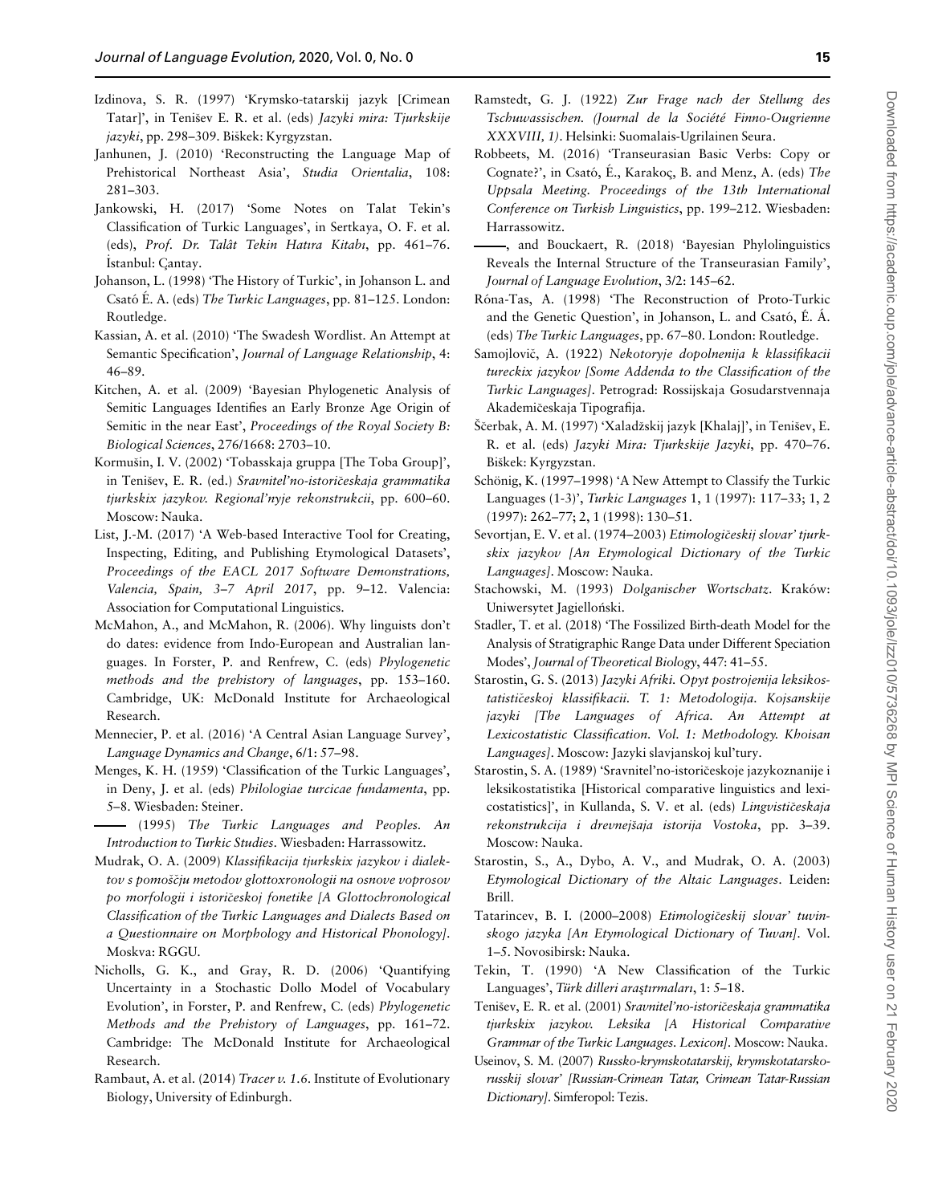Izdinova, S. R. (1997) 'Krymsko-tatarskij jazyk [Crimean Tatar]', in Tenišev E. R. et al. (eds) *Jazyki mira: Tjurkskije jazyki*, pp. 298–309. Biškek: Kyrgyzstan.

Janhunen, J. (2010) 'Reconstructing the Language Map of Prehistorical Northeast Asia', *Studia Orientalia*, 108: 281–303.

Jankowski, H. (2017) 'Some Notes on Talat Tekin's Classification of Turkic Languages', in Sertkaya, O. F. et al. (eds), *Prof. Dr. Talât Tekin Hatıra Kitabı*, pp. 461–76. İstanbul: Çantay.

Johanson, L. (1998) 'The History of Turkic', in Johanson L. and Csató É. A. (eds) *The Turkic Languages*, pp. 81–125. London: Routledge.

Kassian, A. et al. (2010) 'The Swadesh Wordlist. An Attempt at Semantic Specification', *Journal of Language Relationship*, 4: 46–89.

Kitchen, A. et al. (2009) 'Bayesian Phylogenetic Analysis of Semitic Languages Identifies an Early Bronze Age Origin of Semitic in the near East', *Proceedings of the Royal Society B: Biological Sciences*, 276/1668: 2703–10.

Kormušin, I. V. (2002) 'Tobasskaja gruppa [The Toba Group]', in Tenišev, E. R. (ed.) *Sravnitel'no-istoričeskaja grammatika tjurkskix jazykov. Regional'nyje rekonstrukcii*, pp. 600–60. Moscow: Nauka.

List, J.-M. (2017) 'A Web-based Interactive Tool for Creating, Inspecting, Editing, and Publishing Etymological Datasets', *Proceedings of the EACL 2017 Software Demonstrations, Valencia, Spain, 3–7 April 2017*, pp. 9–12. Valencia: Association for Computational Linguistics.

McMahon, A., and McMahon, R. (2006). Why linguists don't do dates: evidence from Indo-European and Australian languages. In Forster, P. and Renfrew, C. (eds) *Phylogenetic methods and the prehistory of languages*, pp. 153–160. Cambridge, UK: McDonald Institute for Archaeological Research.

Mennecier, P. et al. (2016) 'A Central Asian Language Survey', *Language Dynamics and Change*, 6/1: 57–98.

Menges, K. H. (1959) 'Classification of the Turkic Languages', in Deny, J. et al. (eds) *Philologiae turcicae fundamenta*, pp. 5–8. Wiesbaden: Steiner.

—— (1995) *The Turkic Languages and Peoples. An Introduction to Turkic Studies*. Wiesbaden: Harrassowitz.

Mudrak, O. A. (2009) *Klassifikacija tjurkskix jazykov i dialektov s pomoščju metodov glottoxronologii na osnove voprosov po morfologii i istoričeskoj fonetike [A Glottochronological Classification of the Turkic Languages and Dialects Based on a Questionnaire on Morphology and Historical Phonology]*. Moskva: RGGU.

Nicholls, G. K., and Gray, R. D. (2006) 'Quantifying Uncertainty in a Stochastic Dollo Model of Vocabulary Evolution', in Forster, P. and Renfrew, C. (eds) *Phylogenetic Methods and the Prehistory of Languages*, pp. 161–72. Cambridge: The McDonald Institute for Archaeological Research.

Rambaut, A. et al. (2014) *Tracer v. 1.6*. Institute of Evolutionary Biology, University of Edinburgh.

Ramstedt, G. J. (1922) *Zur Frage nach der Stellung des Tschuwassischen. (Journal de la Société Finno-Ougrienne XXXVIII, 1)*. Helsinki: Suomalais-Ugrilainen Seura.

Robbeets, M. (2016) 'Transeurasian Basic Verbs: Copy or Cognate?', in Csató, É., Karakoç, B. and Menz, A. (eds) *The Uppsala Meeting. Proceedings of the 13th International Conference on Turkish Linguistics*, pp. 199–212. Wiesbaden: Harrassowitz.

——, and Bouckaert, R. (2018) 'Bayesian Phylolinguistics Reveals the Internal Structure of the Transeurasian Family', *Journal of Language Evolution*, 3/2: 145–62.

Róna-Tas, A. (1998) 'The Reconstruction of Proto-Turkic and the Genetic Question', in Johanson, L. and Csató, É. Á. (eds) *The Turkic Languages*, pp. 67–80. London: Routledge.

Samojlovič, A. (1922) *Nekotoryje dopolnenija k klassifikacii tureckix jazykov [Some Addenda to the Classification of the Turkic Languages]*. Petrograd: Rossijskaja Gosudarstvennaja Akademičeskaja Tipografija.

Ščerbak, A. M. (1997) 'Xaladžskij jazyk [Khalaj]', in Tenišev, E. R. et al. (eds) *Jazyki Mira: Tjurkskije Jazyki*, pp. 470–76. Biškek: Kyrgyzstan.

Schönig, K. (1997–1998) 'A New Attempt to Classify the Turkic Languages (1-3)', *Turkic Languages* 1, 1 (1997): 117–33; 1, 2 (1997): 262–77; 2, 1 (1998): 130–51.

Sevortjan, E. V. et al. (1974–2003) *Etimologičeskij slovar' tjurkskix jazykov [An Etymological Dictionary of the Turkic Languages]*. Moscow: Nauka.

Stachowski, M. (1993) *Dolganischer Wortschatz*. Kraków: Uniwersytet Jagielloński.

Stadler, T. et al. (2018) 'The Fossilized Birth-death Model for the Analysis of Stratigraphic Range Data under Different Speciation Modes', *Journal of Theoretical Biology*, 447: 41–55.

Starostin, G. S. (2013) *Jazyki Afriki. Opyt postrojenija leksikostatističeskoj klassifikacii. T. 1: Metodologija. Kojsanskije jazyki [The Languages of Africa. An Attempt at Lexicostatistic Classification. Vol. 1: Methodology. Khoisan Languages]*. Moscow: Jazyki slavjanskoj kul'tury.

Starostin, S. A. (1989) 'Sravnitel'no-istoričeskoje jazykoznanije i leksikostatistika [Historical comparative linguistics and lexicostatistics]', in Kullanda, S. V. et al. (eds) *Lingvističeskaja rekonstrukcija i drevnejšaja istorija Vostoka*, pp. 3–39. Moscow: Nauka.

Starostin, S., A., Dybo, A. V., and Mudrak, O. A. (2003) *Etymological Dictionary of the Altaic Languages*. Leiden: Brill.

Tatarincev, B. I. (2000–2008) *Etimologičeskij slovar' tuvinskogo jazyka [An Etymological Dictionary of Tuvan]*. Vol. 1–5. Novosibirsk: Nauka.

Tekin, T. (1990) 'A New Classification of the Turkic Languages', *Türk dilleri araştırmaları*, 1: 5–18.

Tenišev, E. R. et al. (2001) *Sravnitel'no-istoričeskaja grammatika tjurkskix jazykov. Leksika [A Historical Comparative Grammar of the Turkic Languages. Lexicon]*. Moscow: Nauka.

Useinov, S. M. (2007) *Russko-krymskotatarskij, krymskotatarsko-russkij slovar' [Russian-Crimean Tatar, Crimean Tatar-Russian Dictionary]*. Simferopol: Tezis.